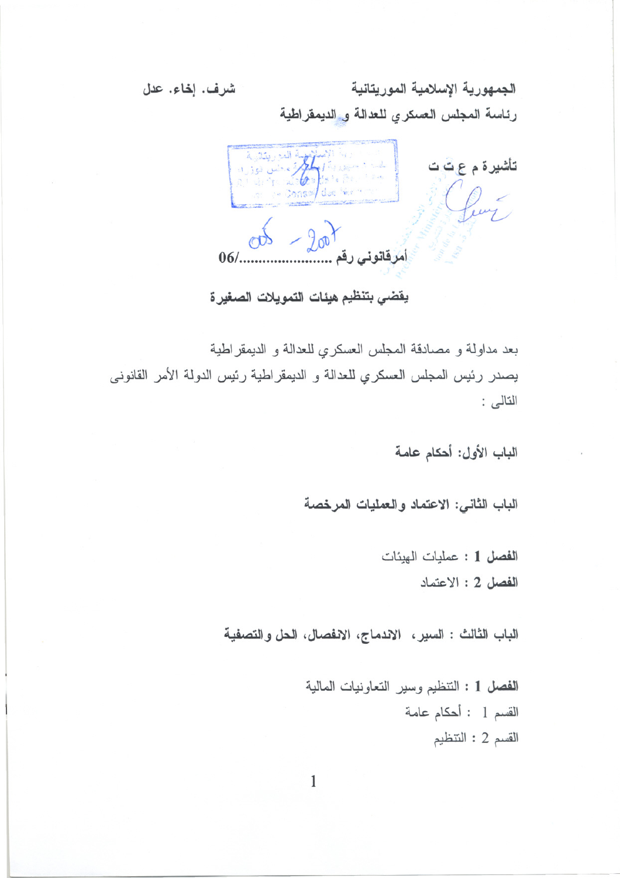الجمهورية الإسلامية الموريتانية　　　　　　　　　　شرف. إخاء. عدل

رئاسة المجلس العسكري للعدالة و الديمقراطية

تأشيرة م ع ت ت

أمرقانوني رقم 005 - 2007/06

**يقضي بتنظيم هيئات التمويلات الصغيرة**

بعد مداولة و مصادقة المجلس العسكري للعدالة و الديمقراطية
يصدر رئيس المجلس العسكري للعدالة و الديمقراطية رئيس الدولة الأمر القانونى التالى :

**الباب الأول: أحكام عامة**

**الباب الثاني: الاعتماد والعمليات المرخصة**

**الفصل 1** : عمليات الهيئات
**الفصل 2** : الاعتماد

**الباب الثالث : السير، الاندماج، الانفصال، الحل والتصفية**

**الفصل 1** : التنظيم وسير التعاونيات المالية
القسم 1 : أحكام عامة
القسم 2 : التنظيم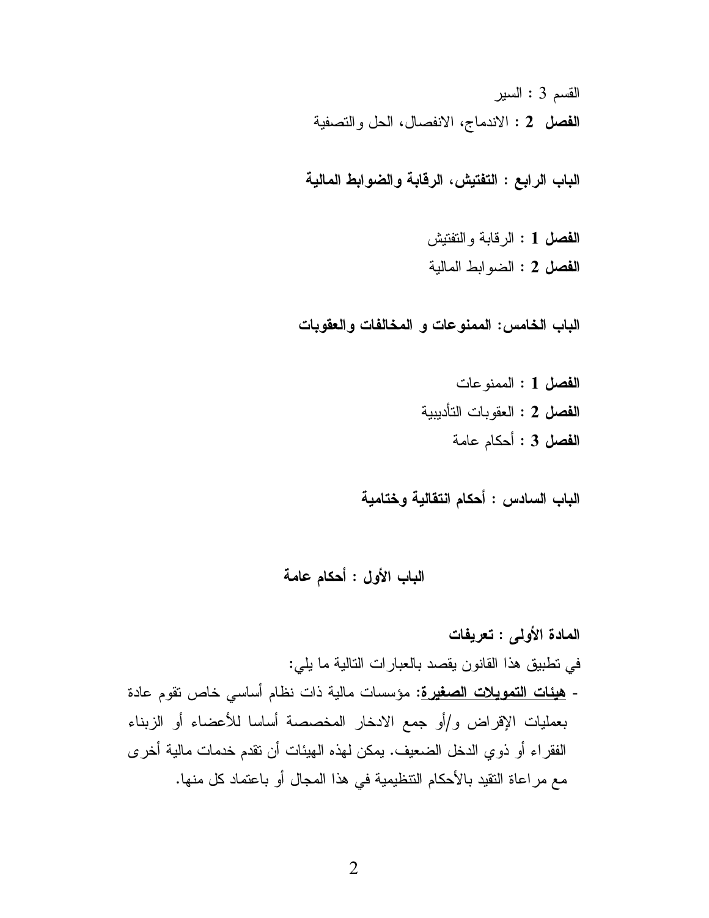القسم 3 : السير

**الفصل 2** : الاندماج، الانفصال، الحل والتصفية

**الباب الرابع : التفتيش، الرقابة والضوابط المالية**

**الفصل 1** : الرقابة والتفتيش

**الفصل 2** : الضوابط المالية

**الباب الخامس: الممنوعات و المخالفات والعقوبات**

**الفصل 1** : الممنوعات

**الفصل 2** : العقوبات التأديبية

**الفصل 3** : أحكام عامة

**الباب السادس : أحكام انتقالية وختامية**

## الباب الأول : أحكام عامة

**المادة الأولى : تعريفات**

في تطبيق هذا القانون يقصد بالعبارات التالية ما يلي:

- **هيئات التمويلات الصغيرة:** مؤسسات مالية ذات نظام أساسي خاص تقوم عادة بعمليات الإقراض و/أو جمع الادخار المخصصة أساسا للأعضاء أو الزبناء الفقراء أو ذوي الدخل الضعيف. يمكن لهذه الهيئات أن تقدم خدمات مالية أخرى مع مراعاة التقيد بالأحكام التنظيمية في هذا المجال أو باعتماد كل منها.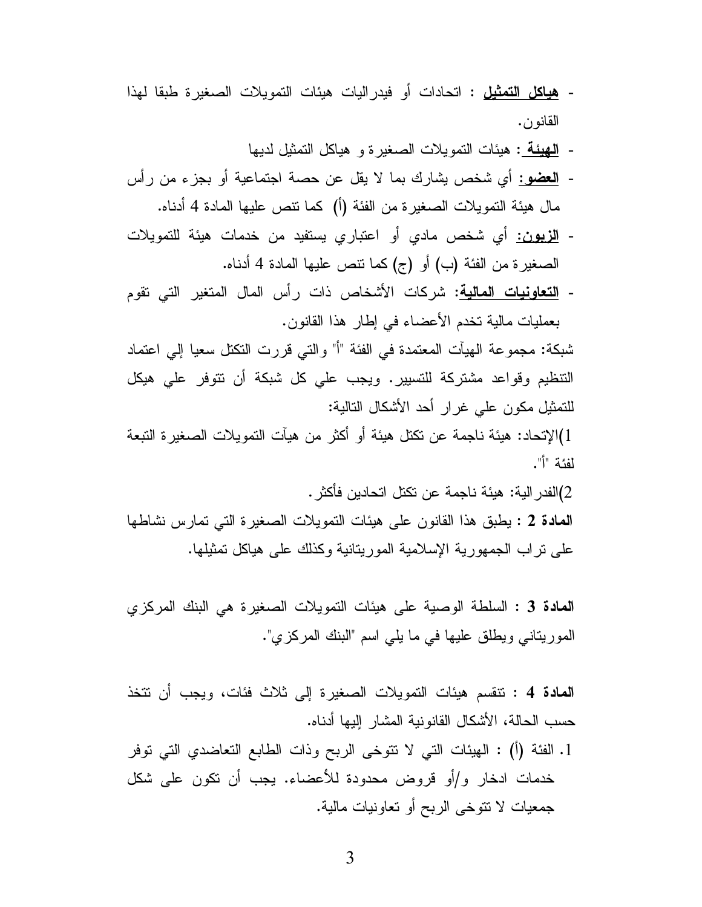- **هياكل التمثيل** : اتحادات أو فيدراليات هيئات التمويلات الصغيرة طبقا لهذا القانون.
- **الهيئة** : هيئات التمويلات الصغيرة و هياكل التمثيل لديها
- **العضو:** أي شخص يشارك بما لا يقل عن حصة اجتماعية أو بجزء من رأس مال هيئة التمويلات الصغيرة من الفئة (أ) كما تنص عليها المادة 4 أدناه.
- **الزبون:** أي شخص مادي أو اعتباري يستفيد من خدمات هيئة للتمويلات الصغيرة من الفئة (ب) أو (ج) كما تنص عليها المادة 4 أدناه.
- **التعاونيات المالية:** شركات الأشخاص ذات رأس المال المتغير التي تقوم بعمليات مالية تخدم الأعضاء في إطار هذا القانون.

شبكة: مجموعة الهيآت المعتمدة في الفئة "أ" والتي قررت التكتل سعيا إلي اعتماد التنظيم وقواعد مشتركة للتسيير. ويجب علي كل شبكة أن تتوفر علي هيكل للتمثيل مكون علي غرار أحد الأشكال التالية:

1)الإتحاد: هيئة ناجمة عن تكتل هيئة أو أكثر من هيآت التمويلات الصغيرة التبعة لفئة "أ".

2)الفدرالية: هيئة ناجمة عن تكتل اتحادين فأكثر.

**المادة 2** : يطبق هذا القانون على هيئات التمويلات الصغيرة التي تمارس نشاطها على تراب الجمهورية الإسلامية الموريتانية وكذلك على هياكل تمثيلها.

**المادة 3** : السلطة الوصية على هيئات التمويلات الصغيرة هي البنك المركزي الموريتاني ويطلق عليها في ما يلي اسم "البنك المركزي".

**المادة 4** : تنقسم هيئات التمويلات الصغيرة إلى ثلاث فئات، ويجب أن تتخذ حسب الحالة، الأشكال القانونية المشار إليها أدناه.

1. الفئة (أ) : الهيئات التي لا تتوخى الربح وذات الطابع التعاضدي التي توفر خدمات ادخار و/أو قروض محدودة للأعضاء. يجب أن تكون على شكل جمعيات لا تتوخى الربح أو تعاونيات مالية.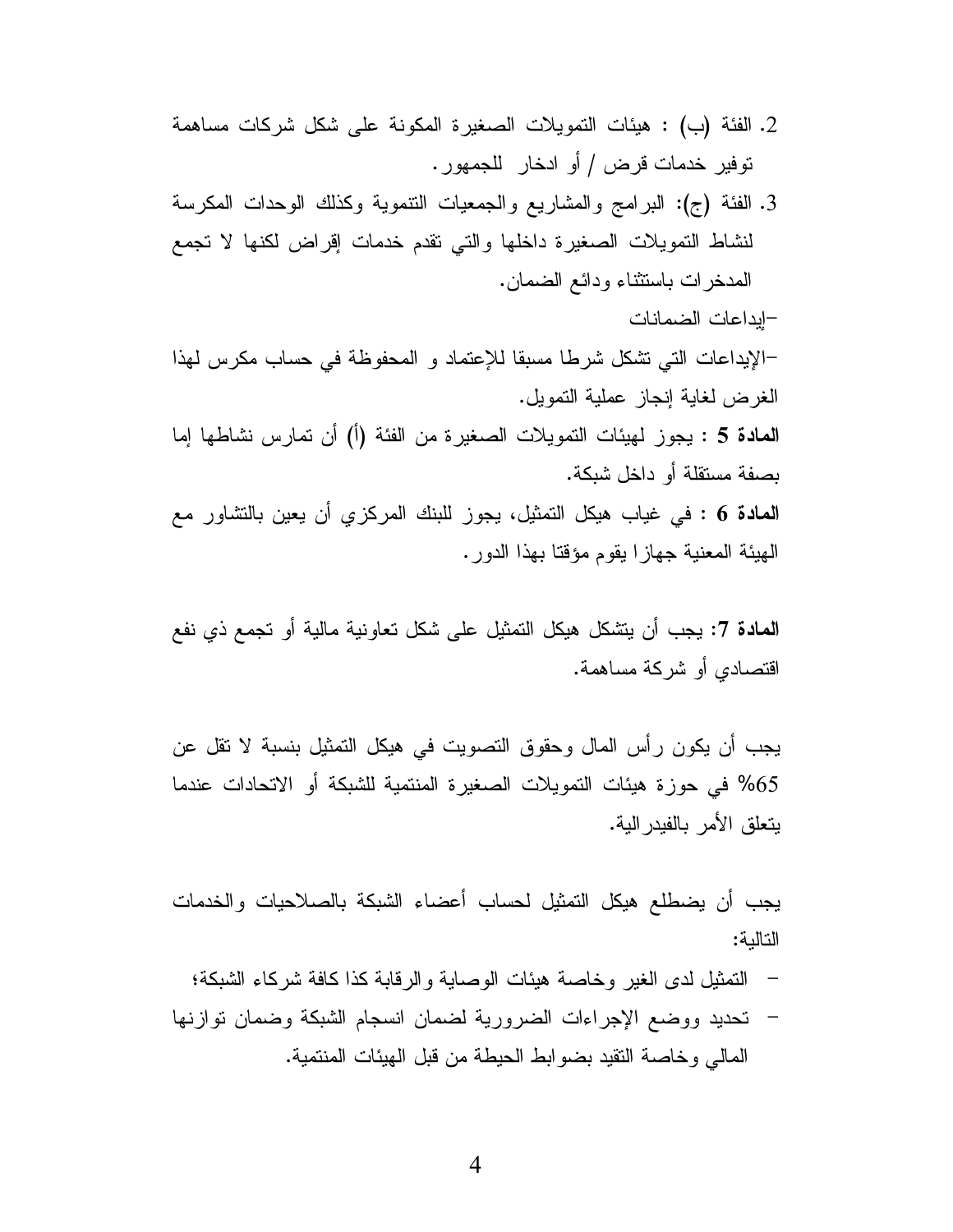2. الفئة (ب) : هيئات التمويلات الصغيرة المكونة على شكل شركات مساهمة توفير خدمات قرض / أو ادخار للجمهور.
3. الفئة (ج): البرامج والمشاريع والجمعيات التنموية وكذلك الوحدات المكرسة لنشاط التمويلات الصغيرة داخلها والتي تقدم خدمات إقراض لكنها لا تجمع المدخرات باستثناء ودائع الضمان.

-إيداعات الضمانات

-الإيداعات التي تشكل شرطا مسبقا للإعتماد و المحفوظة في حساب مكرس لهذا الغرض لغاية إنجاز عملية التمويل.

**المادة 5** : يجوز لهيئات التمويلات الصغيرة من الفئة (أ) أن تمارس نشاطها إما بصفة مستقلة أو داخل شبكة.

**المادة 6** : في غياب هيكل التمثيل، يجوز للبنك المركزي أن يعين بالتشاور مع الهيئة المعنية جهازا يقوم مؤقتا بهذا الدور.

**المادة 7**: يجب أن يتشكل هيكل التمثيل على شكل تعاونية مالية أو تجمع ذي نفع اقتصادي أو شركة مساهمة.

يجب أن يكون رأس المال وحقوق التصويت في هيكل التمثيل بنسبة لا تقل عن 65% في حوزة هيئات التمويلات الصغيرة المنتمية للشبكة أو الاتحادات عندما يتعلق الأمر بالفيدرالية.

يجب أن يضطلع هيكل التمثيل لحساب أعضاء الشبكة بالصلاحيات والخدمات التالية:

- التمثيل لدى الغير وخاصة هيئات الوصاية والرقابة كذا كافة شركاء الشبكة؛
- تحديد ووضع الإجراءات الضرورية لضمان انسجام الشبكة وضمان توازنها المالي وخاصة التقيد بضوابط الحيطة من قبل الهيئات المنتمية.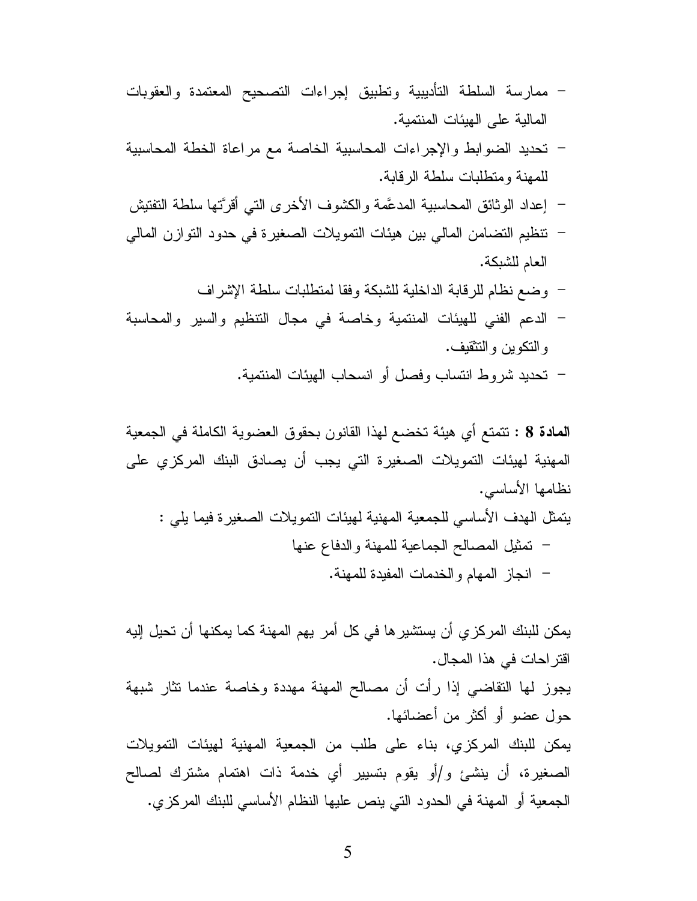- ممارسة السلطة التأديبية وتطبيق إجراءات التصحيح المعتمدة والعقوبات المالية على الهيئات المنتمية.
- تحديد الضوابط والإجراءات المحاسبية الخاصة مع مراعاة الخطة المحاسبية للمهنة ومتطلبات سلطة الرقابة.
- إعداد الوثائق المحاسبية المدعَّمة والكشوف الأخرى التي أقرَّتها سلطة التفتيش
- تنظيم التضامن المالي بين هيئات التمويلات الصغيرة في حدود التوازن المالي العام للشبكة.
- وضع نظام للرقابة الداخلية للشبكة وفقا لمتطلبات سلطة الإشراف
- الدعم الفني للهيئات المنتمية وخاصة في مجال التنظيم والسير والمحاسبة والتكوين والتثقيف.
- تحديد شروط انتساب وفصل أو انسحاب الهيئات المنتمية.

**المادة 8** : تتمتع أي هيئة تخضع لهذا القانون بحقوق العضوية الكاملة في الجمعية المهنية لهيئات التمويلات الصغيرة التي يجب أن يصادق البنك المركزي على نظامها الأساسي.

يتمثل الهدف الأساسي للجمعية المهنية لهيئات التمويلات الصغيرة فيما يلي :

- تمثيل المصالح الجماعية للمهنة والدفاع عنها
- انجاز المهام والخدمات المفيدة للمهنة.

يمكن للبنك المركزي أن يستشيرها في كل أمر يهم المهنة كما يمكنها أن تحيل إليه اقتراحات في هذا المجال.

يجوز لها التقاضي إذا رأت أن مصالح المهنة مهددة وخاصة عندما تثار شبهة حول عضو أو أكثر من أعضائها.

يمكن للبنك المركزي، بناء على طلب من الجمعية المهنية لهيئات التمويلات الصغيرة، أن ينشئ و/أو يقوم بتسيير أي خدمة ذات اهتمام مشترك لصالح الجمعية أو المهنة في الحدود التي ينص عليها النظام الأساسي للبنك المركزي.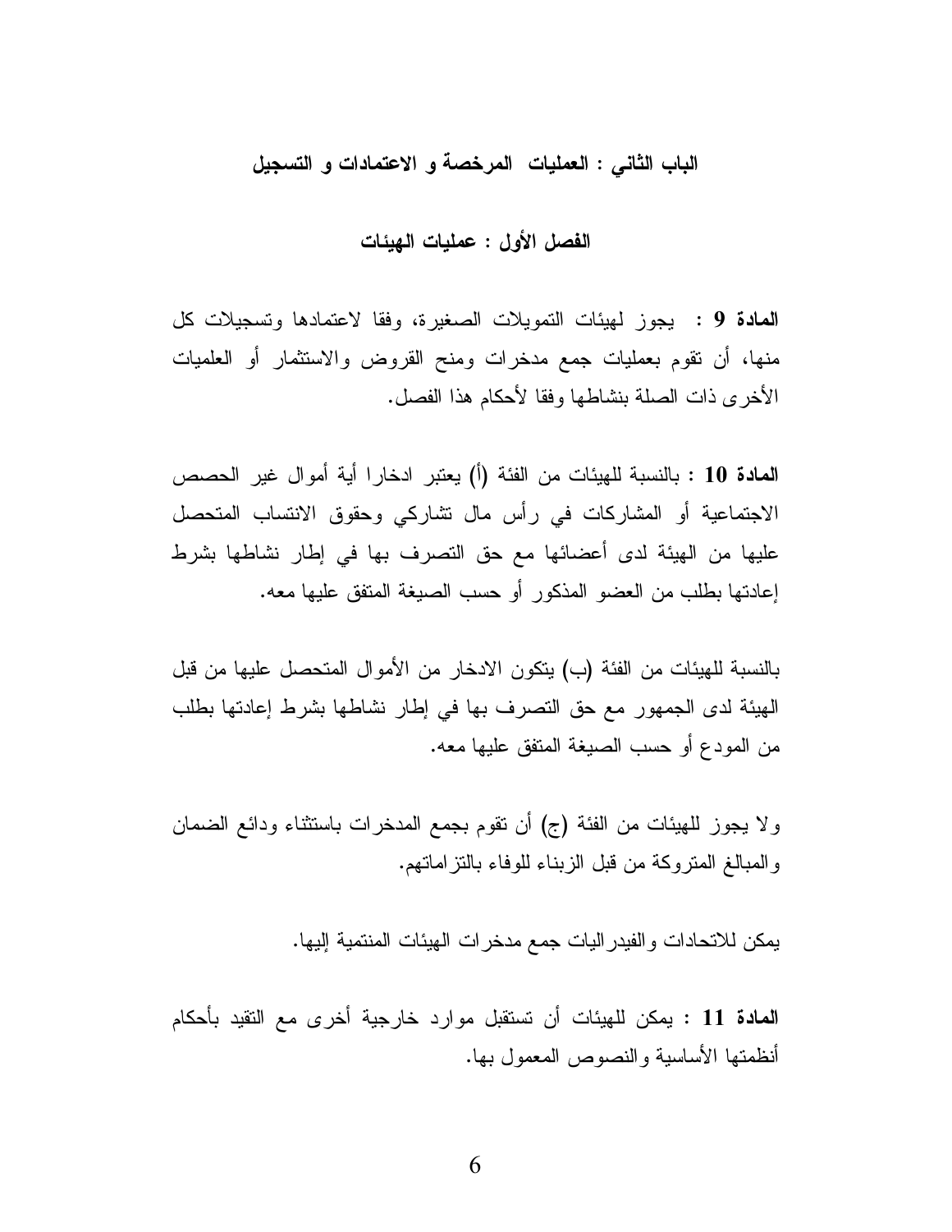## الباب الثاني : العمليات المرخصة و الاعتمادات و التسجيل

### الفصل الأول : عمليات الهيئات

**المادة 9 :** يجوز لهيئات التمويلات الصغيرة، وفقا لاعتمادها وتسجيلات كل منها، أن تقوم بعمليات جمع مدخرات ومنح القروض والاستثمار أو العلميات الأخرى ذات الصلة بنشاطها وفقا لأحكام هذا الفصل.

**المادة 10 :** بالنسبة للهيئات من الفئة (أ) يعتبر ادخارا أية أموال غير الحصص الاجتماعية أو المشاركات في رأس مال تشاركي وحقوق الانتساب المتحصل عليها من الهيئة لدى أعضائها مع حق التصرف بها في إطار نشاطها بشرط إعادتها بطلب من العضو المذكور أو حسب الصيغة المتفق عليها معه.

بالنسبة للهيئات من الفئة (ب) يتكون الادخار من الأموال المتحصل عليها من قبل الهيئة لدى الجمهور مع حق التصرف بها في إطار نشاطها بشرط إعادتها بطلب من المودع أو حسب الصيغة المتفق عليها معه.

ولا يجوز للهيئات من الفئة (ج) أن تقوم بجمع المدخرات باستثناء ودائع الضمان والمبالغ المتروكة من قبل الزبناء للوفاء بالتزاماتهم.

يمكن للاتحادات والفيدراليات جمع مدخرات الهيئات المنتمية إليها.

**المادة 11 :** يمكن للهيئات أن تستقبل موارد خارجية أخرى مع التقيد بأحكام أنظمتها الأساسية والنصوص المعمول بها.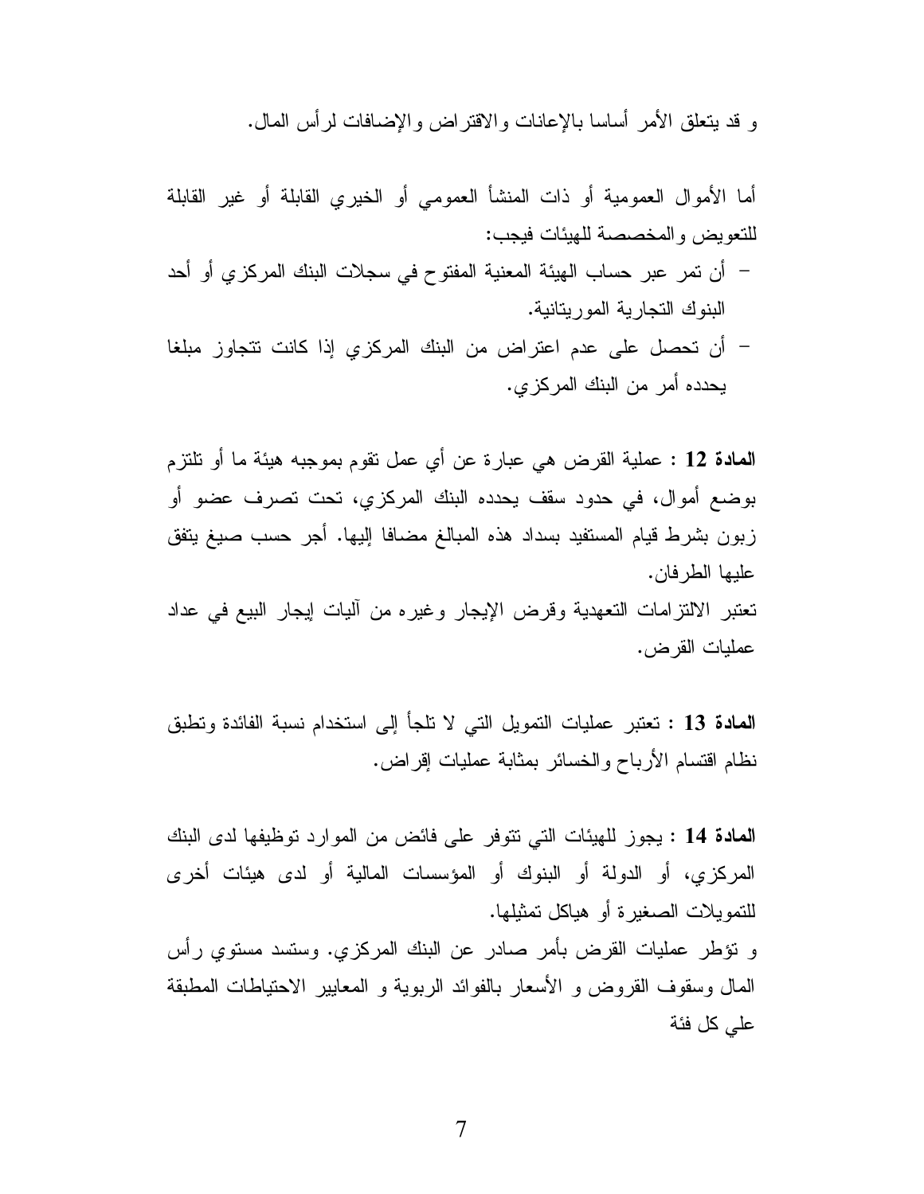و قد يتعلق الأمر أساسا بالإعانات والاقتراض والإضافات لرأس المال.

أما الأموال العمومية أو ذات المنشأ العمومي أو الخيري القابلة أو غير القابلة للتعويض والمخصصة للهيئات فيجب:

- أن تمر عبر حساب الهيئة المعنية المفتوح في سجلات البنك المركزي أو أحد البنوك التجارية الموريتانية.
- أن تحصل على عدم اعتراض من البنك المركزي إذا كانت تتجاوز مبلغا يحدده أمر من البنك المركزي.

**المادة 12** : عملية القرض هي عبارة عن أي عمل تقوم بموجبه هيئة ما أو تلتزم بوضع أموال، في حدود سقف يحدده البنك المركزي، تحت تصرف عضو أو زبون بشرط قيام المستفيد بسداد هذه المبالغ مضافا إليها. أجر حسب صيغ يتفق عليها الطرفان.

تعتبر الالتزامات التعهدية وقرض الإيجار وغيره من آليات إيجار البيع في عداد عمليات القرض.

**المادة 13** : تعتبر عمليات التمويل التي لا تلجأ إلى استخدام نسبة الفائدة وتطبق نظام اقتسام الأرباح والخسائر بمثابة عمليات إقراض.

**المادة 14** : يجوز للهيئات التي تتوفر على فائض من الموارد توظيفها لدى البنك المركزي، أو الدولة أو البنوك أو المؤسسات المالية أو لدى هيئات أخرى للتمويلات الصغيرة أو هياكل تمثيلها.

و تؤطر عمليات القرض بأمر صادر عن البنك المركزي. وستسد مستوي رأس المال وسقوف القروض و الأسعار بالفوائد الربوية و المعايير الاحتياطات المطبقة علي كل فئة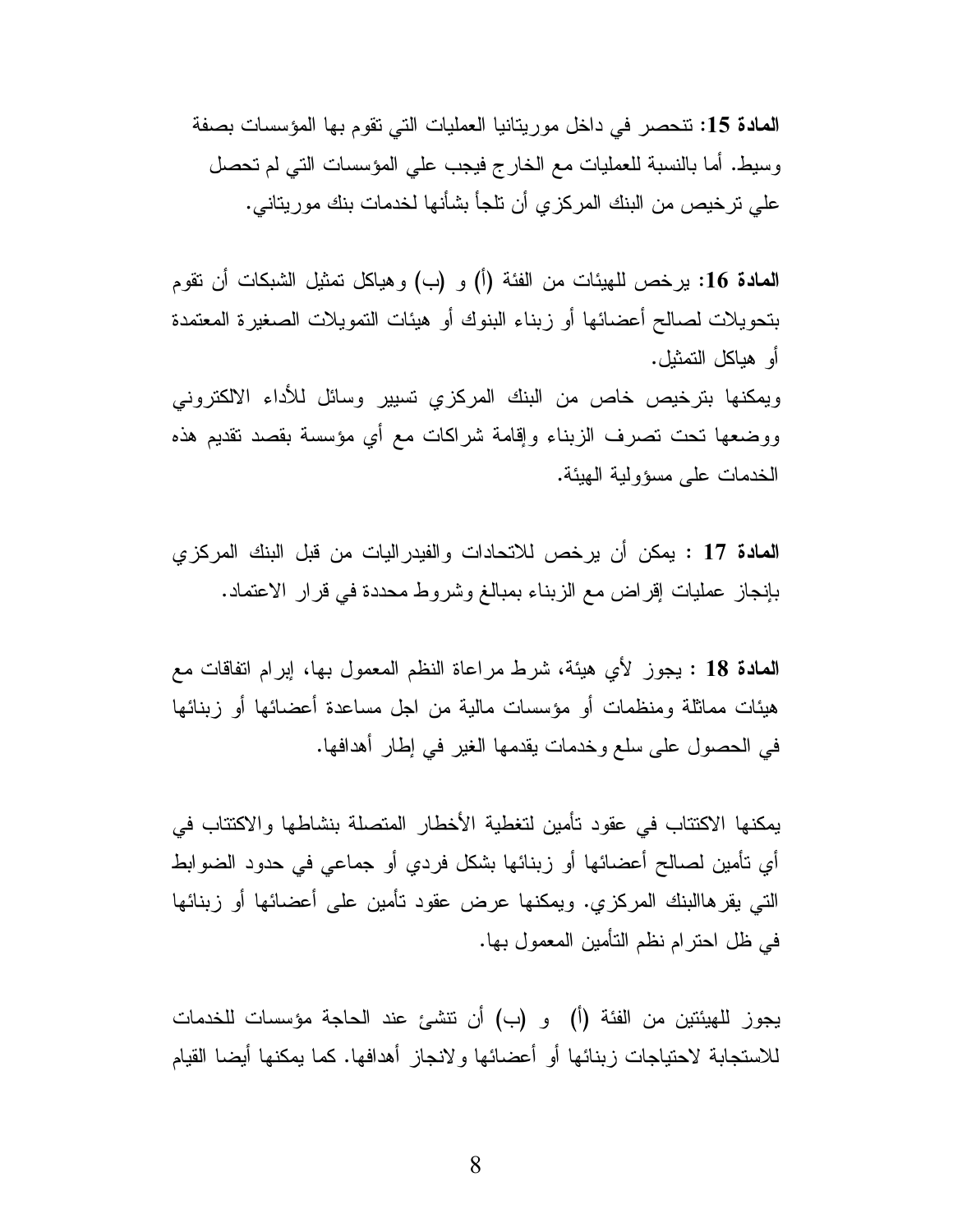**المادة 15:** تنحصر في داخل موريتانيا العمليات التي تقوم بها المؤسسات بصفة وسيط. أما بالنسبة للعمليات مع الخارج فيجب علي المؤسسات التي لم تحصل علي ترخيص من البنك المركزي أن تلجأ بشأنها لخدمات بنك موريتاني.

**المادة 16:** يرخص للهيئات من الفئة (أ) و (ب) وهياكل تمثيل الشبكات أن تقوم بتحويلات لصالح أعضائها أو زبناء البنوك أو هيئات التمويلات الصغيرة المعتمدة أو هياكل التمثيل.

ويمكنها بترخيص خاص من البنك المركزي تسيير وسائل للأداء الالكتروني ووضعها تحت تصرف الزبناء وإقامة شراكات مع أي مؤسسة بقصد تقديم هذه الخدمات على مسؤولية الهيئة.

**المادة 17** : يمكن أن يرخص للاتحادات والفيدراليات من قبل البنك المركزي بإنجاز عمليات إقراض مع الزبناء بمبالغ وشروط محددة في قرار الاعتماد.

**المادة 18** : يجوز لأي هيئة، شرط مراعاة النظم المعمول بها، إبرام اتفاقات مع هيئات مماثلة ومنظمات أو مؤسسات مالية من اجل مساعدة أعضائها أو زبنائها في الحصول على سلع وخدمات يقدمها الغير في إطار أهدافها.

يمكنها الاكتتاب في عقود تأمين لتغطية الأخطار المتصلة بنشاطها والاكتتاب في أي تأمين لصالح أعضائها أو زبنائها بشكل فردي أو جماعي في حدود الضوابط التي يقرهاالبنك المركزي. ويمكنها عرض عقود تأمين على أعضائها أو زبنائها في ظل احترام نظم التأمين المعمول بها.

يجوز للهيئتين من الفئة (أ) و (ب) أن تنشئ عند الحاجة مؤسسات للخدمات للاستجابة لاحتياجات زبنائها أو أعضائها ولانجاز أهدافها. كما يمكنها أيضا القيام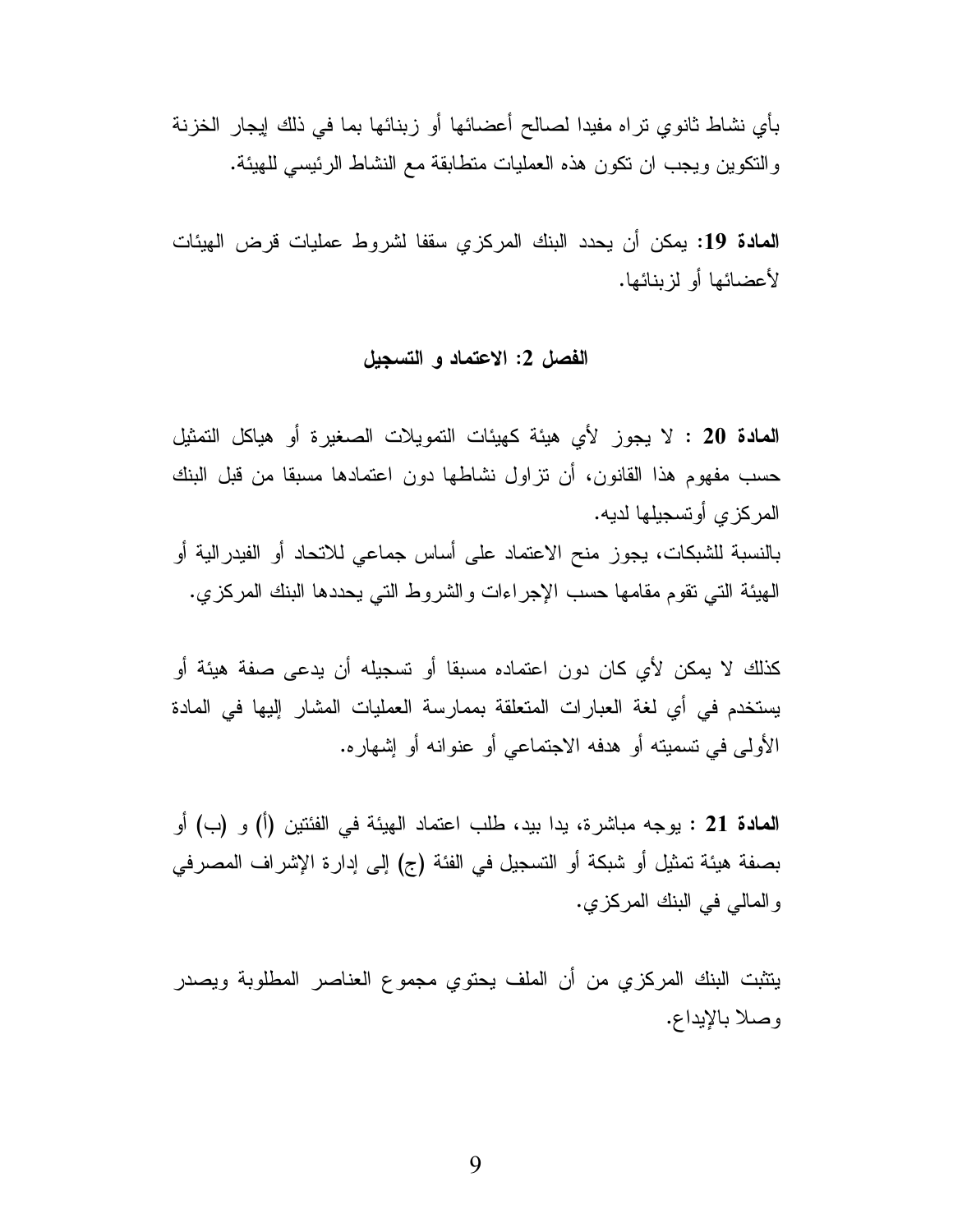بأي نشاط ثانوي تراه مفيدا لصالح أعضائها أو زبنائها بما في ذلك إيجار الخزنة والتكوين ويجب ان تكون هذه العمليات متطابقة مع النشاط الرئيسي للهيئة.

**المادة 19:** يمكن أن يحدد البنك المركزي سقفا لشروط عمليات قرض الهيئات لأعضائها أو لزبنائها.

### الفصل 2: الاعتماد و التسجيل

**المادة 20 :** لا يجوز لأي هيئة كهيئات التمويلات الصغيرة أو هياكل التمثيل حسب مفهوم هذا القانون، أن تزاول نشاطها دون اعتمادها مسبقا من قبل البنك المركزي أوتسجيلها لديه.
بالنسبة للشبكات، يجوز منح الاعتماد على أساس جماعي للاتحاد أو الفيدرالية أو الهيئة التي تقوم مقامها حسب الإجراءات والشروط التي يحددها البنك المركزي.

كذلك لا يمكن لأي كان دون اعتماده مسبقا أو تسجيله أن يدعى صفة هيئة أو يستخدم في أي لغة العبارات المتعلقة بممارسة العمليات المشار إليها في المادة الأولى في تسميته أو هدفه الاجتماعي أو عنوانه أو إشهاره.

**المادة 21 :** يوجه مباشرة، يدا بيد، طلب اعتماد الهيئة في الفئتين (أ) و (ب) أو بصفة هيئة تمثيل أو شبكة أو التسجيل في الفئة (ج) إلى إدارة الإشراف المصرفي والمالي في البنك المركزي.

يتثبت البنك المركزي من أن الملف يحتوي مجموع العناصر المطلوبة ويصدر وصلا بالإيداع.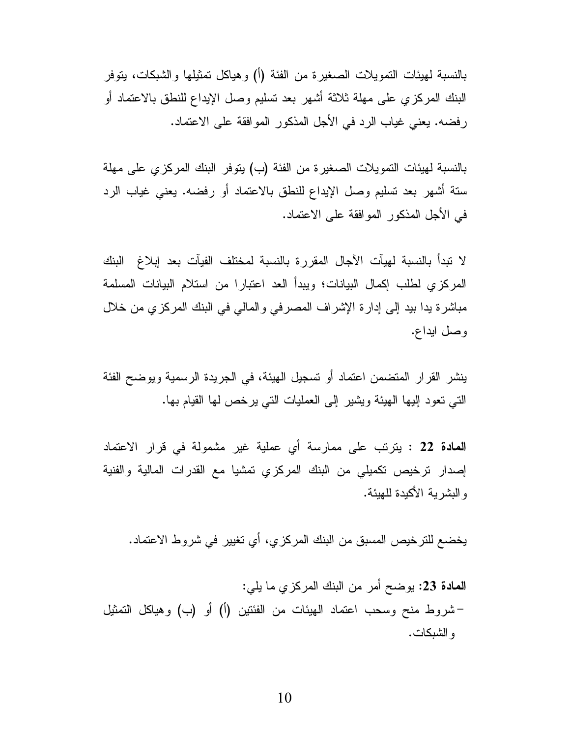بالنسبة لهيئات التمويلات الصغيرة من الفئة (أ) وهياكل تمثيلها والشبكات، يتوفر البنك المركزي على مهلة ثلاثة أشهر بعد تسليم وصل الإيداع للنطق بالاعتماد أو رفضه. يعني غياب الرد في الأجل المذكور الموافقة على الاعتماد.

بالنسبة لهيئات التمويلات الصغيرة من الفئة (ب) يتوفر البنك المركزي على مهلة ستة أشهر بعد تسليم وصل الإيداع للنطق بالاعتماد أو رفضه. يعني غياب الرد في الأجل المذكور الموافقة على الاعتماد.

لا تبدأ بالنسبة لهيآت الآجال المقررة بالنسبة لمختلف الفيآت بعد إبلاغ البنك المركزي لطلب إكمال البيانات؛ ويبدأ العد اعتبارا من استلام البيانات المسلمة مباشرة يدا بيد إلى إدارة الإشراف المصرفي والمالي في البنك المركزي من خلال وصل ايداع.

ينشر القرار المتضمن اعتماد أو تسجيل الهيئة، في الجريدة الرسمية ويوضح الفئة التي تعود إليها الهيئة ويشير إلى العمليات التي يرخص لها القيام بها.

**المادة 22** : يترتب على ممارسة أي عملية غير مشمولة في قرار الاعتماد إصدار ترخيص تكميلي من البنك المركزي تمشيا مع القدرات المالية والفنية والبشرية الأكيدة للهيئة.

يخضع للترخيص المسبق من البنك المركزي، أي تغيير في شروط الاعتماد.

**المادة 23**: يوضح أمر من البنك المركزي ما يلي:

- شروط منح وسحب اعتماد الهيئات من الفئتين (أ) أو (ب) وهياكل التمثيل والشبكات.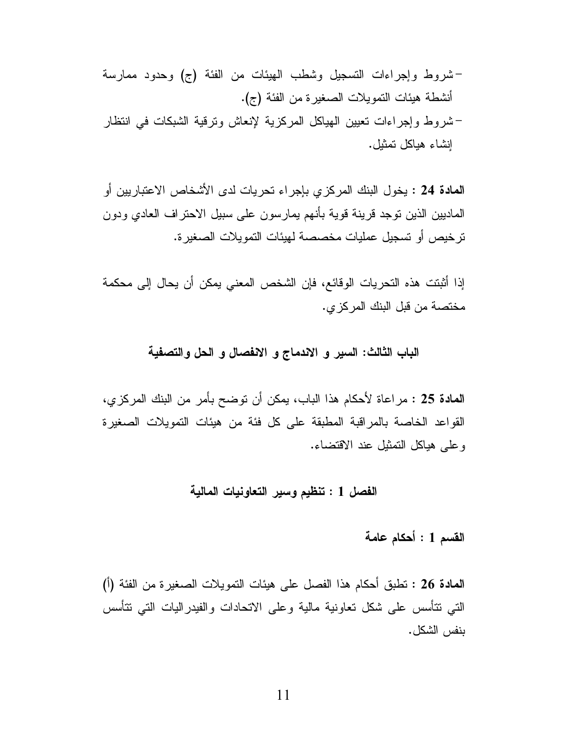- شروط وإجراءات التسجيل وشطب الهيئات من الفئة (ج) وحدود ممارسة أنشطة هيئات التمويلات الصغيرة من الفئة (ج).
- شروط وإجراءات تعيين الهياكل المركزية لإنعاش وترقية الشبكات في انتظار إنشاء هياكل تمثيل.

**المادة 24** : يخول البنك المركزي بإجراء تحريات لدى الأشخاص الاعتباريين أو الماديين الذين توجد قرينة قوية بأنهم يمارسون على سبيل الاحتراف العادي ودون ترخيص أو تسجيل عمليات مخصصة لهيئات التمويلات الصغيرة.

إذا أثبتت هذه التحريات الوقائع، فإن الشخص المعني يمكن أن يحال إلى محكمة مختصة من قبل البنك المركزي.

## الباب الثالث: السير و الاندماج و الانفصال و الحل والتصفية

**المادة 25** : مراعاة لأحكام هذا الباب، يمكن أن توضح بأمر من البنك المركزي، القواعد الخاصة بالمراقبة المطبقة على كل فئة من هيئات التمويلات الصغيرة وعلى هياكل التمثيل عند الاقتضاء.

### الفصل 1 : تنظيم وسير التعاونيات المالية

#### القسم 1 : أحكام عامة

**المادة 26** : تطبق أحكام هذا الفصل على هيئات التمويلات الصغيرة من الفئة (أ) التي تتأسس على شكل تعاونية مالية وعلى الاتحادات والفيدراليات التي تتأسس بنفس الشكل.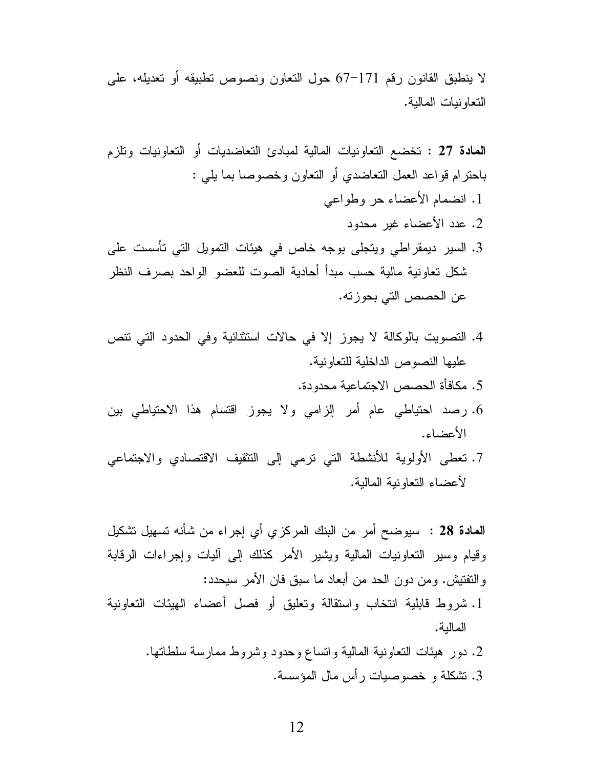لا ينطبق القانون رقم 171-67 حول التعاون ونصوص تطبيقه أو تعديله، على التعاونيات المالية.

**المادة 27 :** تخضع التعاونيات المالية لمبادئ التعاضديات أو التعاونيات وتلزم باحترام قواعد العمل التعاضدي أو التعاون وخصوصا بما يلي :

1. انضمام الأعضاء حر وطواعي
2. عدد الأعضاء غير محدود
3. السير ديمقراطي ويتجلى بوجه خاص في هيئات التمويل التي تأسست على شكل تعاونية مالية حسب مبدأ أحادية الصوت للعضو الواحد بصرف النظر عن الحصص التي بحوزته.
4. التصويت بالوكالة لا يجوز إلا في حالات استثنائية وفي الحدود التي تنص عليها النصوص الداخلية للتعاونية.
5. مكافأة الحصص الاجتماعية محدودة.
6. رصد احتياطي عام أمر إلزامي ولا يجوز اقتسام هذا الاحتياطي بين الأعضاء.
7. تعطى الأولوية للأنشطة التي ترمي إلى التثقيف الاقتصادي والاجتماعي لأعضاء التعاونية المالية.

**المادة 28 :** سيوضح أمر من البنك المركزي أي إجراء من شأنه تسهيل تشكيل وقيام وسير التعاونيات المالية ويشير الأمر كذلك إلى آليات وإجراءات الرقابة والتفتيش. ومن دون الحد من أبعاد ما سبق فان الأمر سيحدد:

1. شروط قابلية انتخاب واستقالة وتعليق أو فصل أعضاء الهيئات التعاونية المالية.
2. دور هيئات التعاونية المالية واتساع وحدود وشروط ممارسة سلطاتها.
3. تشكلة و خصوصيات رأس مال المؤسسة.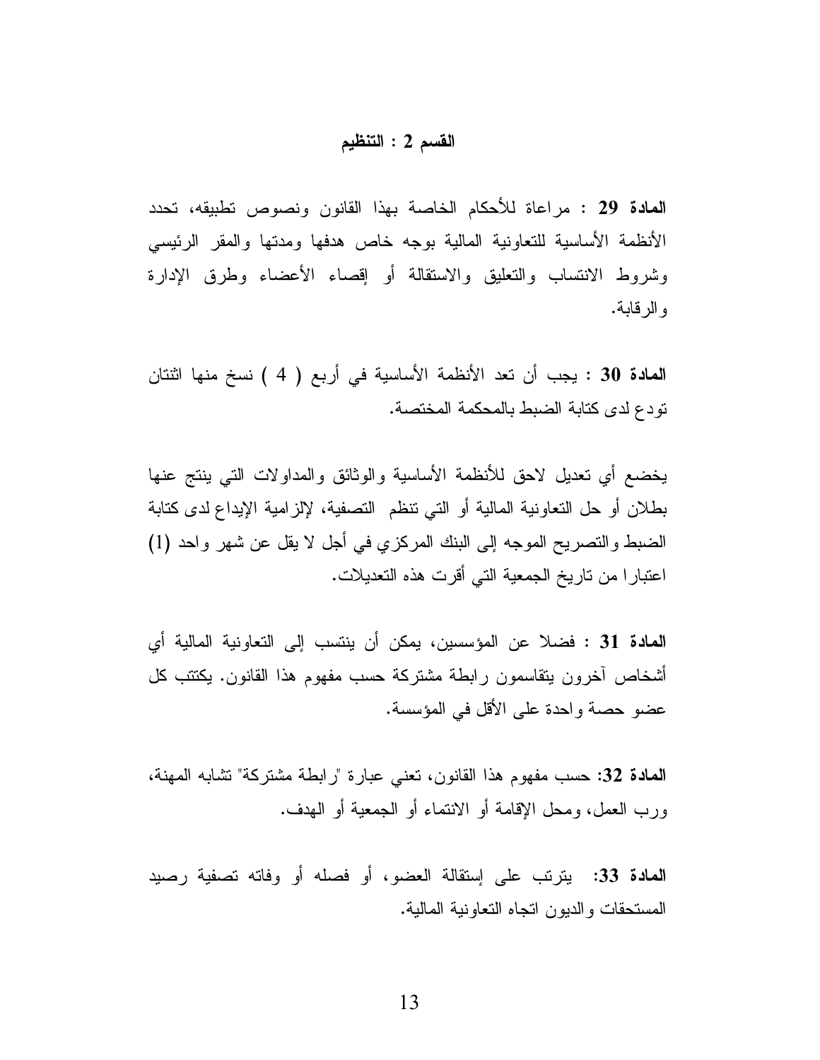## القسم 2 : التنظيم

**المادة 29** : مراعاة للأحكام الخاصة بهذا القانون ونصوص تطبيقه، تحدد الأنظمة الأساسية للتعاونية المالية بوجه خاص هدفها ومدتها والمقر الرئيسي وشروط الانتساب والتعليق والاستقالة أو إقصاء الأعضاء وطرق الإدارة والرقابة.

**المادة 30** : يجب أن تعد الأنظمة الأساسية في أربع ( 4 ) نسخ منها اثنتان تودع لدى كتابة الضبط بالمحكمة المختصة.

يخضع أي تعديل لاحق للأنظمة الأساسية والوثائق والمداولات التي ينتج عنها بطلان أو حل التعاونية المالية أو التي تنظم التصفية، لإلزامية الإيداع لدى كتابة الضبط والتصريح الموجه إلى البنك المركزي في أجل لا يقل عن شهر واحد (1) اعتبارا من تاريخ الجمعية التي أقرت هذه التعديلات.

**المادة 31** : فضلا عن المؤسسين، يمكن أن ينتسب إلى التعاونية المالية أي أشخاص آخرون يتقاسمون رابطة مشتركة حسب مفهوم هذا القانون. يكتتب كل عضو حصة واحدة على الأقل في المؤسسة.

**المادة 32**: حسب مفهوم هذا القانون، تعني عبارة "رابطة مشتركة" تشابه المهنة، ورب العمل، ومحل الإقامة أو الانتماء أو الجمعية أو الهدف.

**المادة 33**: يترتب على إستقالة العضو، أو فصله أو وفاته تصفية رصيد المستحقات والديون اتجاه التعاونية المالية.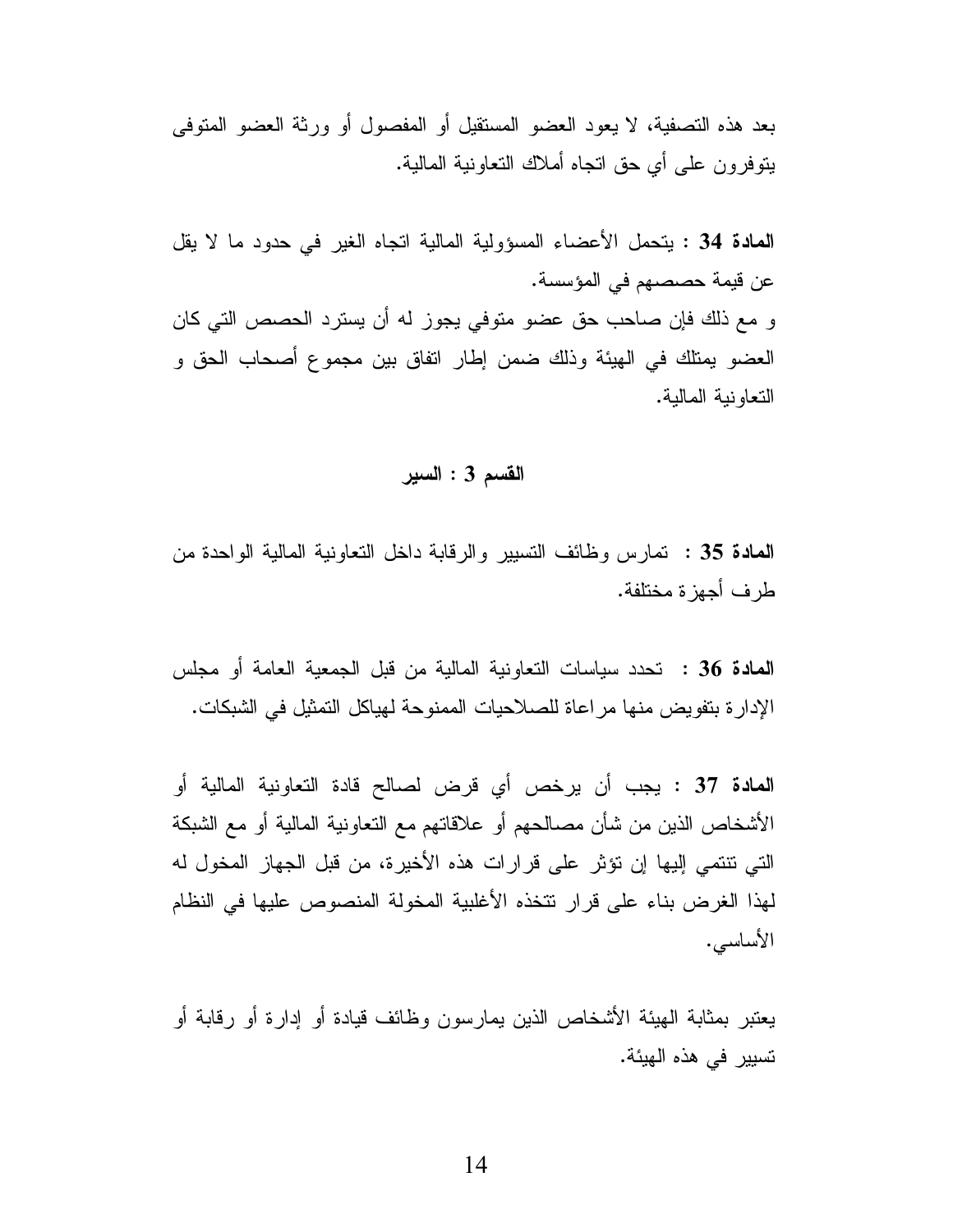بعد هذه التصفية، لا يعود العضو المستقيل أو المفصول أو ورثة العضو المتوفى يتوفرون على أي حق اتجاه أملاك التعاونية المالية.

**المادة 34 :** يتحمل الأعضاء المسؤولية المالية اتجاه الغير في حدود ما لا يقل عن قيمة حصصهم في المؤسسة.

و مع ذلك فإن صاحب حق عضو متوفي يجوز له أن يسترد الحصص التي كان العضو يمتلك في الهيئة وذلك ضمن إطار اتفاق بين مجموع أصحاب الحق و التعاونية المالية.

## القسم 3 : السير

**المادة 35 :** تمارس وظائف التسيير والرقابة داخل التعاونية المالية الواحدة من طرف أجهزة مختلفة.

**المادة 36 :** تحدد سياسات التعاونية المالية من قبل الجمعية العامة أو مجلس الإدارة بتفويض منها مراعاة للصلاحيات الممنوحة لهياكل التمثيل في الشبكات.

**المادة 37 :** يجب أن يرخص أي قرض لصالح قادة التعاونية المالية أو الأشخاص الذين من شأن مصالحهم أو علاقاتهم مع التعاونية المالية أو مع الشبكة التي تنتمي إليها إن تؤثر على قرارات هذه الأخيرة، من قبل الجهاز المخول له لهذا الغرض بناء على قرار تتخذه الأغلبية المخولة المنصوص عليها في النظام الأساسي.

يعتبر بمثابة الهيئة الأشخاص الذين يمارسون وظائف قيادة أو إدارة أو رقابة أو تسيير في هذه الهيئة.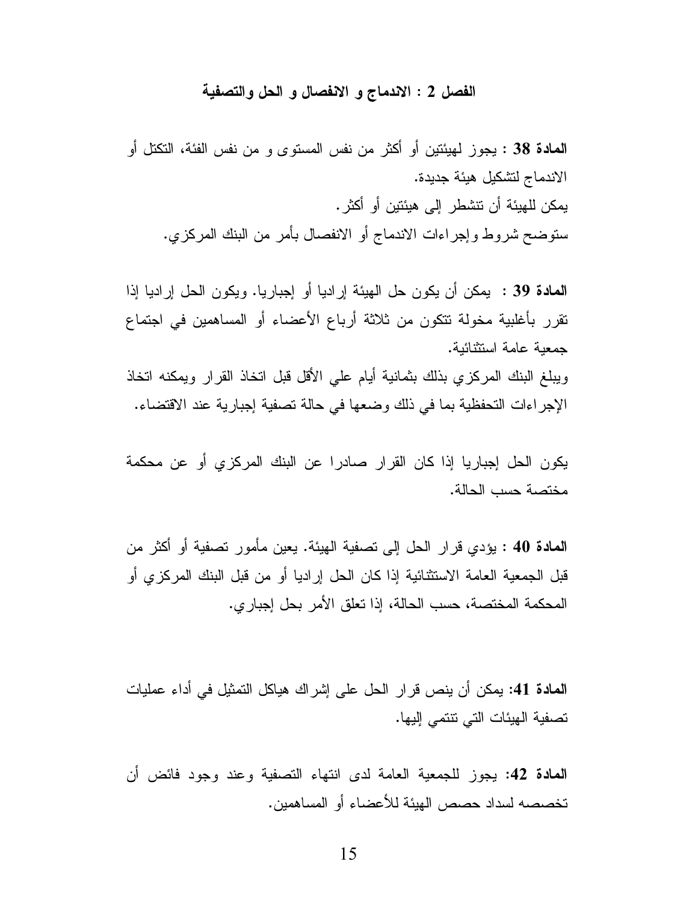## الفصل 2 : الاندماج و الانفصال و الحل والتصفية

**المادة 38 :** يجوز لهيئتين أو أكثر من نفس المستوى و من نفس الفئة، التكتل أو الاندماج لتشكيل هيئة جديدة.

يمكن للهيئة أن تنشطر إلى هيئتين أو أكثر.

ستوضح شروط وإجراءات الاندماج أو الانفصال بأمر من البنك المركزي.

**المادة 39 :** يمكن أن يكون حل الهيئة إراديا أو إجباريا. ويكون الحل إراديا إذا تقرر بأغلبية مخولة تتكون من ثلاثة أرباع الأعضاء أو المساهمين في اجتماع جمعية عامة استثنائية.

ويبلغ البنك المركزي بذلك بثمانية أيام علي الأقل قبل اتخاذ القرار ويمكنه اتخاذ الإجراءات التحفظية بما في ذلك وضعها في حالة تصفية إجبارية عند الاقتضاء.

يكون الحل إجباريا إذا كان القرار صادرا عن البنك المركزي أو عن محكمة مختصة حسب الحالة.

**المادة 40 :** يؤدي قرار الحل إلى تصفية الهيئة. يعين مأمور تصفية أو أكثر من قبل الجمعية العامة الاستثنائية إذا كان الحل إراديا أو من قبل البنك المركزي أو المحكمة المختصة، حسب الحالة، إذا تعلق الأمر بحل إجباري.

**المادة 41:** يمكن أن ينص قرار الحل على إشراك هياكل التمثيل في أداء عمليات تصفية الهيئات التي تنتمي إليها.

**المادة 42:** يجوز للجمعية العامة لدى انتهاء التصفية وعند وجود فائض أن تخصصه لسداد حصص الهيئة للأعضاء أو المساهمين.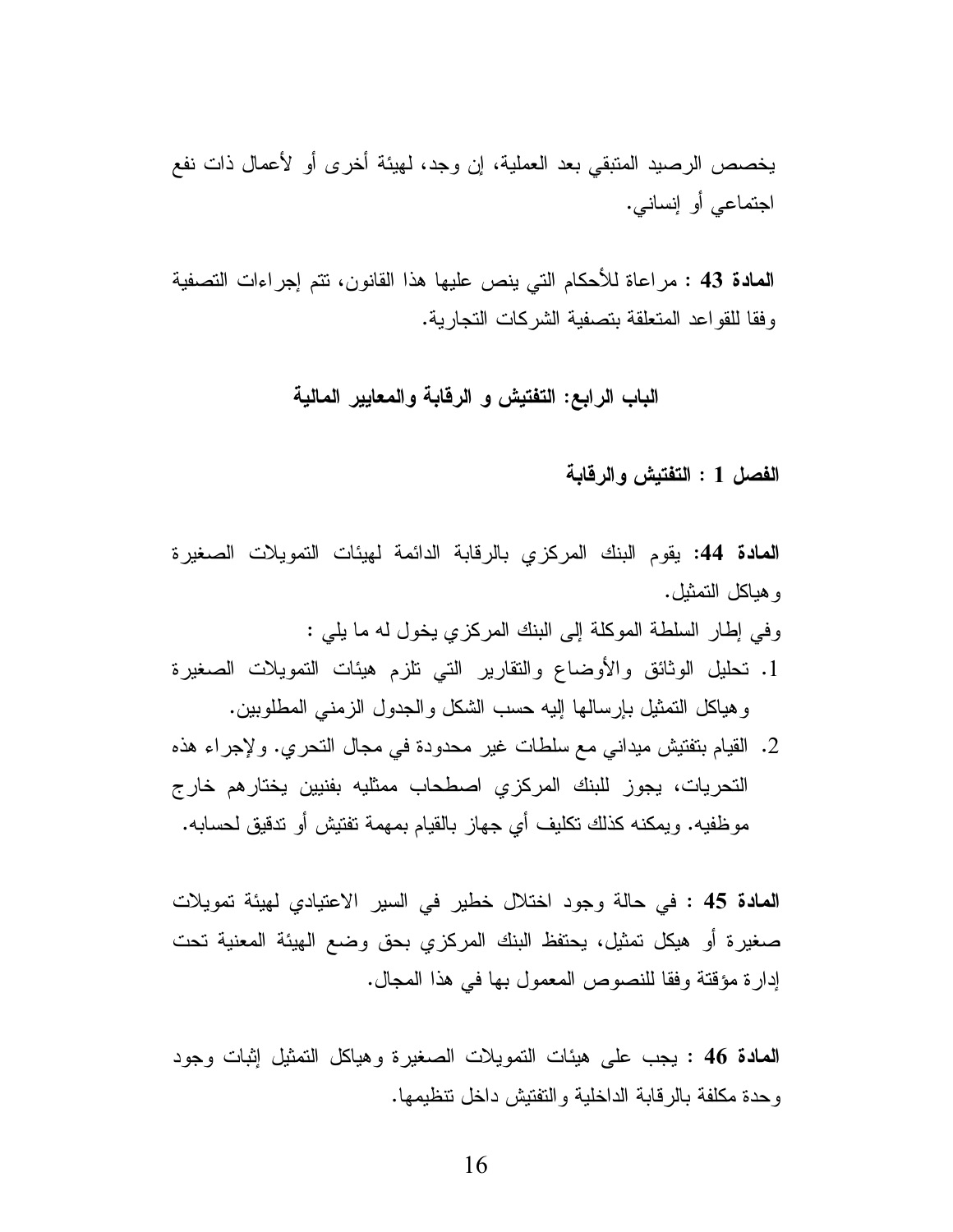يخصص الرصيد المتبقي بعد العملية، إن وجد، لهيئة أخرى أو لأعمال ذات نفع اجتماعي أو إنساني.

**المادة 43 :** مراعاة للأحكام التي ينص عليها هذا القانون، تتم إجراءات التصفية وفقا للقواعد المتعلقة بتصفية الشركات التجارية.

## الباب الرابع: التفتيش و الرقابة والمعايير المالية

### الفصل 1 : التفتيش والرقابة

**المادة 44:** يقوم البنك المركزي بالرقابة الدائمة لهيئات التمويلات الصغيرة وهياكل التمثيل.

وفي إطار السلطة الموكلة إلى البنك المركزي يخول له ما يلي :

1. تحليل الوثائق والأوضاع والتقارير التي تلزم هيئات التمويلات الصغيرة وهياكل التمثيل بإرسالها إليه حسب الشكل والجدول الزمني المطلوبين.
2. القيام بتفتيش ميداني مع سلطات غير محدودة في مجال التحري. ولإجراء هذه التحريات، يجوز للبنك المركزي اصطحاب ممثليه بفنيين يختارهم خارج موظفيه. ويمكنه كذلك تكليف أي جهاز بالقيام بمهمة تفتيش أو تدقيق لحسابه.

**المادة 45 :** في حالة وجود اختلال خطير في السير الاعتيادي لهيئة تمويلات صغيرة أو هيكل تمثيل، يحتفظ البنك المركزي بحق وضع الهيئة المعنية تحت إدارة مؤقتة وفقا للنصوص المعمول بها في هذا المجال.

**المادة 46 :** يجب على هيئات التمويلات الصغيرة وهياكل التمثيل إثبات وجود وحدة مكلفة بالرقابة الداخلية والتفتيش داخل تنظيمها.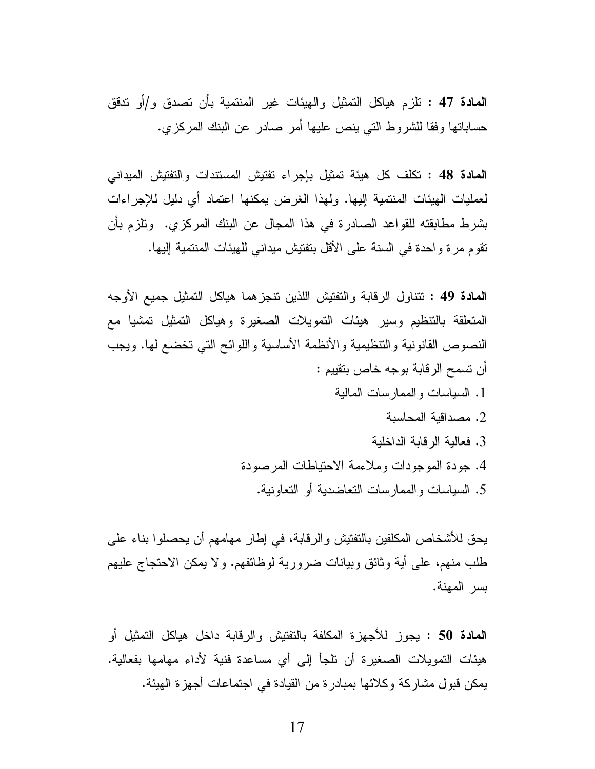**المادة 47 :** تلزم هياكل التمثيل والهيئات غير المنتمية بأن تصدق و/أو تدقق حساباتها وفقا للشروط التي ينص عليها أمر صادر عن البنك المركزي.

**المادة 48 :** تكلف كل هيئة تمثيل بإجراء تفتيش المستندات والتفتيش الميداني لعمليات الهيئات المنتمية إليها. ولهذا الغرض يمكنها اعتماد أي دليل للإجراءات بشرط مطابقته للقواعد الصادرة في هذا المجال عن البنك المركزي. وتلزم بأن تقوم مرة واحدة في السنة على الأقل بتفتيش ميداني للهيئات المنتمية إليها.

**المادة 49 :** تتناول الرقابة والتفتيش اللذين تنجزهما هياكل التمثيل جميع الأوجه المتعلقة بالتنظيم وسير هيئات التمويلات الصغيرة وهياكل التمثيل تمشيا مع النصوص القانونية والتنظيمية والأنظمة الأساسية واللوائح التي تخضع لها. ويجب أن تسمح الرقابة بوجه خاص بتقييم :

1. السياسات والممارسات المالية
2. مصداقية المحاسبة
3. فعالية الرقابة الداخلية
4. جودة الموجودات وملاءمة الاحتياطات المرصودة
5. السياسات والممارسات التعاضدية أو التعاونية.

يحق للأشخاص المكلفين بالتفتيش والرقابة، في إطار مهامهم أن يحصلوا بناء على طلب منهم، على أية وثائق وبيانات ضرورية لوظائفهم. ولا يمكن الاحتجاج عليهم بسر المهنة.

**المادة 50 :** يجوز للأجهزة المكلفة بالتفتيش والرقابة داخل هياكل التمثيل أو هيئات التمويلات الصغيرة أن تلجأ إلى أي مساعدة فنية لأداء مهامها بفعالية. يمكن قبول مشاركة وكلائها بمبادرة من القيادة في اجتماعات أجهزة الهيئة.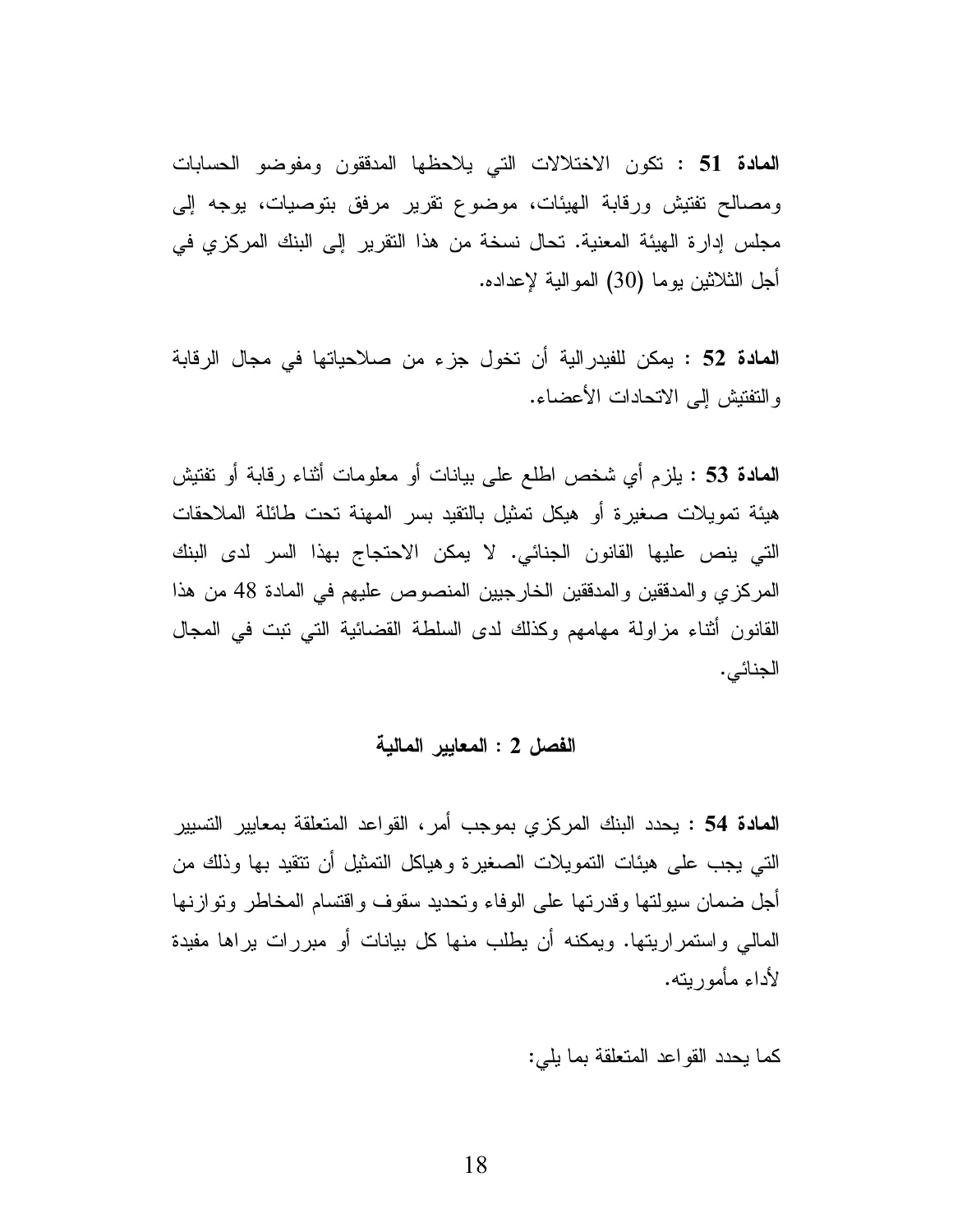**المادة 51** : تكون الاختلالات التي يلاحظها المدققون ومفوضو الحسابات ومصالح تفتيش ورقابة الهيئات، موضوع تقرير مرفق بتوصيات، يوجه إلى مجلس إدارة الهيئة المعنية. تحال نسخة من هذا التقرير إلى البنك المركزي في أجل الثلاثين يوما (30) الموالية لإعداده.

**المادة 52** : يمكن للفيدرالية أن تخول جزء من صلاحياتها في مجال الرقابة والتفتيش إلى الاتحادات الأعضاء.

**المادة 53** : يلزم أي شخص اطلع على بيانات أو معلومات أثناء رقابة أو تفتيش هيئة تمويلات صغيرة أو هيكل تمثيل بالتقيد بسر المهنة تحت طائلة الملاحقات التي ينص عليها القانون الجنائي. لا يمكن الاحتجاج بهذا السر لدى البنك المركزي والمدققين والمدققين الخارجيين المنصوص عليهم في المادة 48 من هذا القانون أثناء مزاولة مهامهم وكذلك لدى السلطة القضائية التي تبت في المجال الجنائي.

## الفصل 2 : المعايير المالية

**المادة 54** : يحدد البنك المركزي بموجب أمر، القواعد المتعلقة بمعايير التسيير التي يجب على هيئات التمويلات الصغيرة وهياكل التمثيل أن تتقيد بها وذلك من أجل ضمان سيولتها وقدرتها على الوفاء وتحديد سقوف واقتسام المخاطر وتوازنها المالي واستمراريتها. ويمكنه أن يطلب منها كل بيانات أو مبررات يراها مفيدة لأداء مأموريته.

كما يحدد القواعد المتعلقة بما يلي: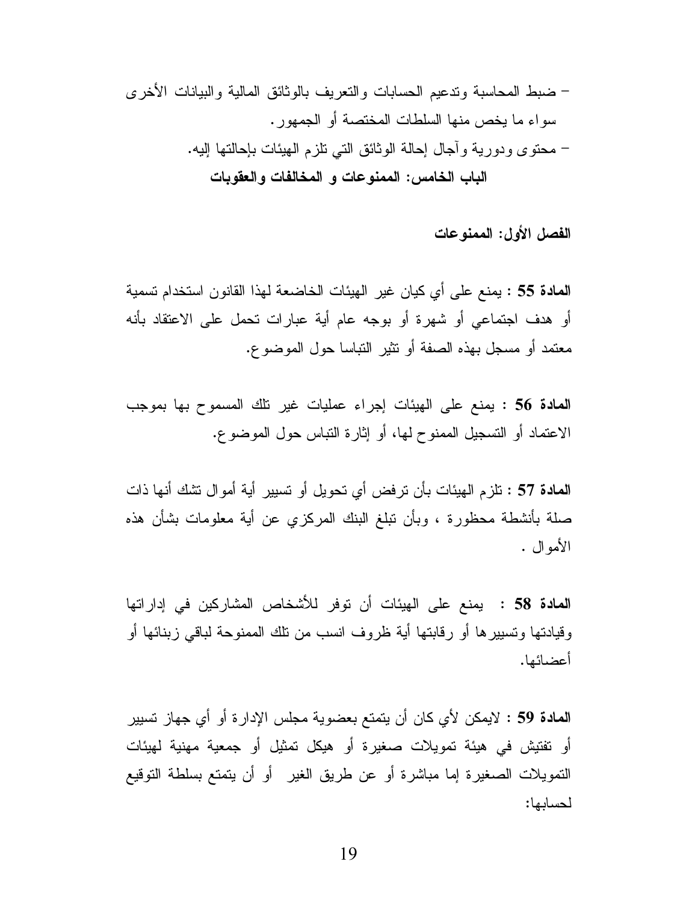- ضبط المحاسبة وتدعيم الحسابات والتعريف بالوثائق المالية والبيانات الأخرى سواء ما يخص منها السلطات المختصة أو الجمهور.
- محتوى ودورية وآجال إحالة الوثائق التي تلزم الهيئات بإحالتها إليه.

## الباب الخامس: الممنوعات و المخالفات والعقوبات

### الفصل الأول: الممنوعات

**المادة 55** : يمنع على أي كيان غير الهيئات الخاضعة لهذا القانون استخدام تسمية أو هدف اجتماعي أو شهرة أو بوجه عام أية عبارات تحمل على الاعتقاد بأنه معتمد أو مسجل بهذه الصفة أو تثير التباسا حول الموضوع.

**المادة 56** : يمنع على الهيئات إجراء عمليات غير تلك المسموح بها بموجب الاعتماد أو التسجيل الممنوح لها، أو إثارة التباس حول الموضوع.

**المادة 57** : تلزم الهيئات بأن ترفض أي تحويل أو تسيير أية أموال تشك أنها ذات صلة بأنشطة محظورة ، وبأن تبلغ البنك المركزي عن أية معلومات بشأن هذه الأموال .

**المادة 58** : يمنع على الهيئات أن توفر للأشخاص المشاركين في إداراتها وقيادتها وتسييرها أو رقابتها أية ظروف انسب من تلك الممنوحة لباقي زبنائها أو أعضائها.

**المادة 59** : لايمكن لأي كان أن يتمتع بعضوية مجلس الإدارة أو أي جهاز تسيير أو تفتيش في هيئة تمويلات صغيرة أو هيكل تمثيل أو جمعية مهنية لهيئات التمويلات الصغيرة إما مباشرة أو عن طريق الغير أو أن يتمتع بسلطة التوقيع لحسابها: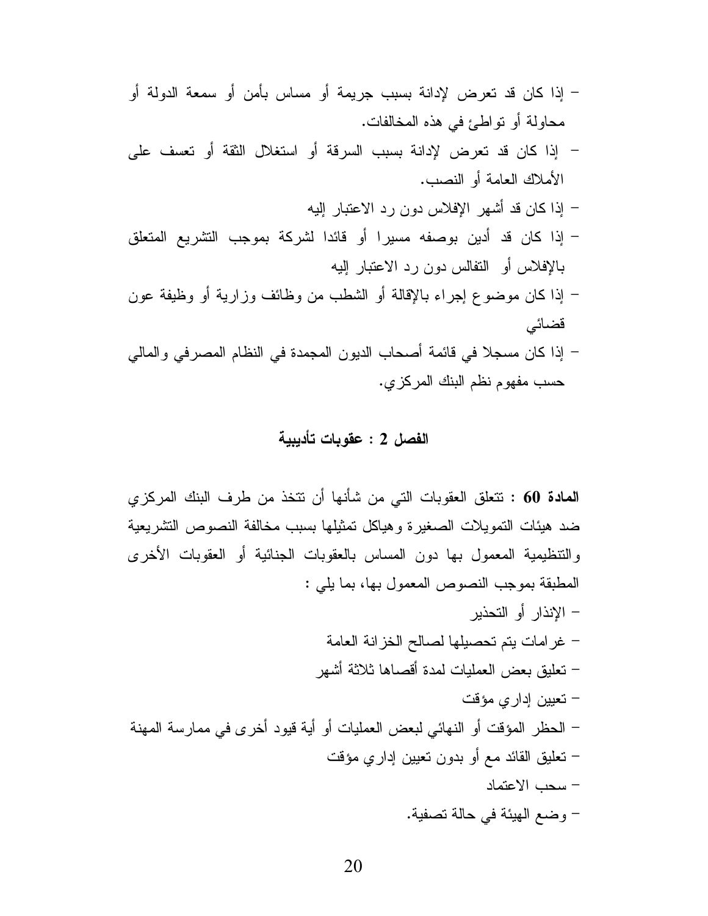- إذا كان قد تعرض لإدانة بسبب جريمة أو مساس بأمن أو سمعة الدولة أو محاولة أو تواطئ في هذه المخالفات.
- إذا كان قد تعرض لإدانة بسبب السرقة أو استغلال الثقة أو تعسف على الأملاك العامة أو النصب.
- إذا كان قد أشهر الإفلاس دون رد الاعتبار إليه
- إذا كان قد أدين بوصفه مسيرا أو قائدا لشركة بموجب التشريع المتعلق بالإفلاس أو التفالس دون رد الاعتبار إليه
- إذا كان موضوع إجراء بالإقالة أو الشطب من وظائف وزارية أو وظيفة عون قضائي
- إذا كان مسجلا في قائمة أصحاب الديون المجمدة في النظام المصرفي والمالي حسب مفهوم نظم البنك المركزي.

## الفصل 2 : عقوبات تأديبية

**المادة 60** : تتعلق العقوبات التي من شأنها أن تتخذ من طرف البنك المركزي ضد هيئات التمويلات الصغيرة وهياكل تمثيلها بسبب مخالفة النصوص التشريعية والتنظيمية المعمول بها دون المساس بالعقوبات الجنائية أو العقوبات الأخرى المطبقة بموجب النصوص المعمول بها، بما يلي :

- الإنذار أو التحذير
- غرامات يتم تحصيلها لصالح الخزانة العامة
- تعليق بعض العمليات لمدة أقصاها ثلاثة أشهر
- تعيين إداري مؤقت
- الحظر المؤقت أو النهائي لبعض العمليات أو أية قيود أخرى في ممارسة المهنة
- تعليق القائد مع أو بدون تعيين إداري مؤقت
- سحب الاعتماد
- وضع الهيئة في حالة تصفية.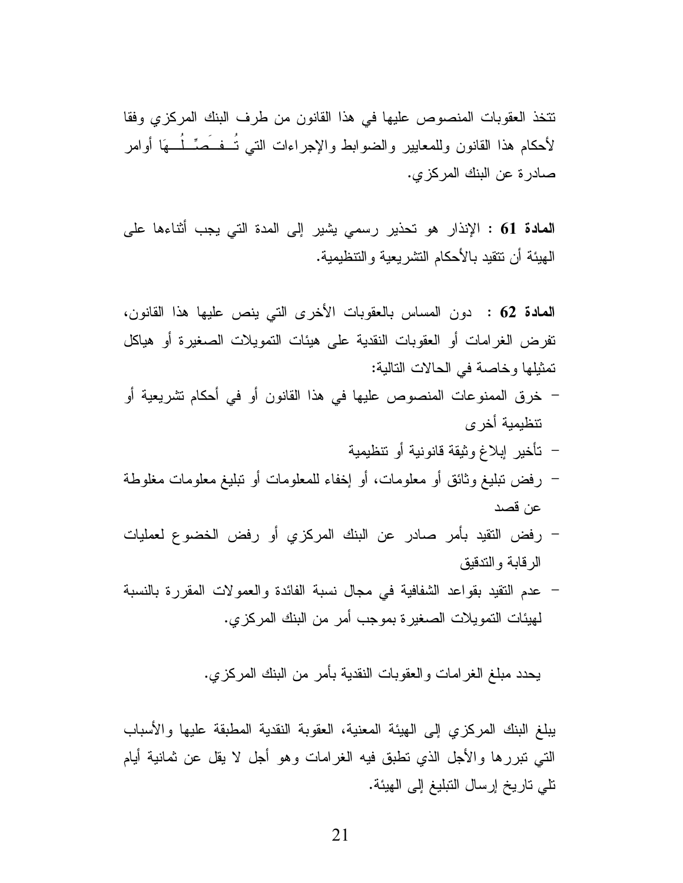تتخذ العقوبات المنصوص عليها في هذا القانون من طرف البنك المركزي وفقا لأحكام هذا القانون وللمعايير والضوابط والإجراءات التي تُـفـَصِّـلُـهَا أوامر صادرة عن البنك المركزي.

**المادة 61 :** الإنذار هو تحذير رسمي يشير إلى المدة التي يجب أثناءها على الهيئة أن تتقيد بالأحكام التشريعية والتنظيمية.

**المادة 62 :** دون المساس بالعقوبات الأخرى التي ينص عليها هذا القانون، تفرض الغرامات أو العقوبات النقدية على هيئات التمويلات الصغيرة أو هياكل تمثيلها وخاصة في الحالات التالية:

- خرق الممنوعات المنصوص عليها في هذا القانون أو في أحكام تشريعية أو تنظيمية أخرى
- تأخير إبلاغ وثيقة قانونية أو تنظيمية
- رفض تبليغ وثائق أو معلومات، أو إخفاء للمعلومات أو تبليغ معلومات مغلوطة عن قصد
- رفض التقيد بأمر صادر عن البنك المركزي أو رفض الخضوع لعمليات الرقابة والتدقيق
- عدم التقيد بقواعد الشفافية في مجال نسبة الفائدة والعمولات المقررة بالنسبة لهيئات التمويلات الصغيرة بموجب أمر من البنك المركزي.

يحدد مبلغ الغرامات والعقوبات النقدية بأمر من البنك المركزي.

يبلغ البنك المركزي إلى الهيئة المعنية، العقوبة النقدية المطبقة عليها والأسباب التي تبررها والأجل الذي تطبق فيه الغرامات وهو أجل لا يقل عن ثمانية أيام تلي تاريخ إرسال التبليغ إلى الهيئة.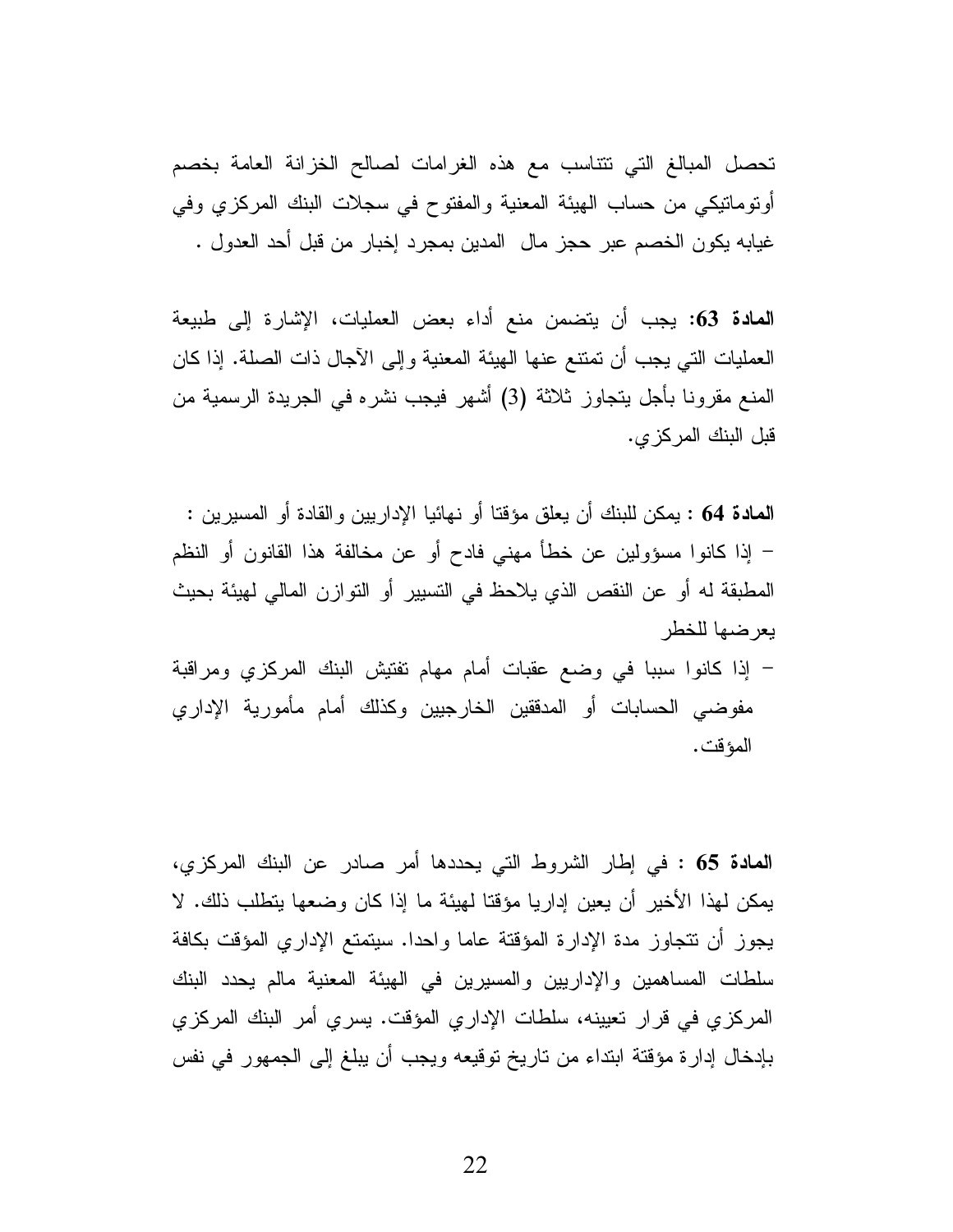تحصل المبالغ التي تتناسب مع هذه الغرامات لصالح الخزانة العامة بخصم أوتوماتيكي من حساب الهيئة المعنية والمفتوح في سجلات البنك المركزي وفي غيابه يكون الخصم عبر حجز مال المدين بمجرد إخبار من قبل أحد العدول .

**المادة 63:** يجب أن يتضمن منع أداء بعض العمليات، الإشارة إلى طبيعة العمليات التي يجب أن تمتنع عنها الهيئة المعنية وإلى الآجال ذات الصلة. إذا كان المنع مقرونا بأجل يتجاوز ثلاثة (3) أشهر فيجب نشره في الجريدة الرسمية من قبل البنك المركزي.

**المادة 64 :** يمكن للبنك أن يعلق مؤقتا أو نهائيا الإداريين والقادة أو المسيرين :

- إذا كانوا مسؤولين عن خطأ مهني فادح أو عن مخالفة هذا القانون أو النظم المطبقة له أو عن النقص الذي يلاحظ في التسيير أو التوازن المالي لهيئة بحيث يعرضها للخطر
- إذا كانوا سببا في وضع عقبات أمام مهام تفتيش البنك المركزي ومراقبة مفوضي الحسابات أو المدققين الخارجيين وكذلك أمام مأمورية الإداري المؤقت.

**المادة 65 :** في إطار الشروط التي يحددها أمر صادر عن البنك المركزي، يمكن لهذا الأخير أن يعين إداريا مؤقتا لهيئة ما إذا كان وضعها يتطلب ذلك. لا يجوز أن تتجاوز مدة الإدارة المؤقتة عاما واحدا. سيتمتع الإداري المؤقت بكافة سلطات المساهمين والإداريين والمسيرين في الهيئة المعنية مالم يحدد البنك المركزي في قرار تعيينه، سلطات الإداري المؤقت. يسري أمر البنك المركزي بإدخال إدارة مؤقتة ابتداء من تاريخ توقيعه ويجب أن يبلغ إلى الجمهور في نفس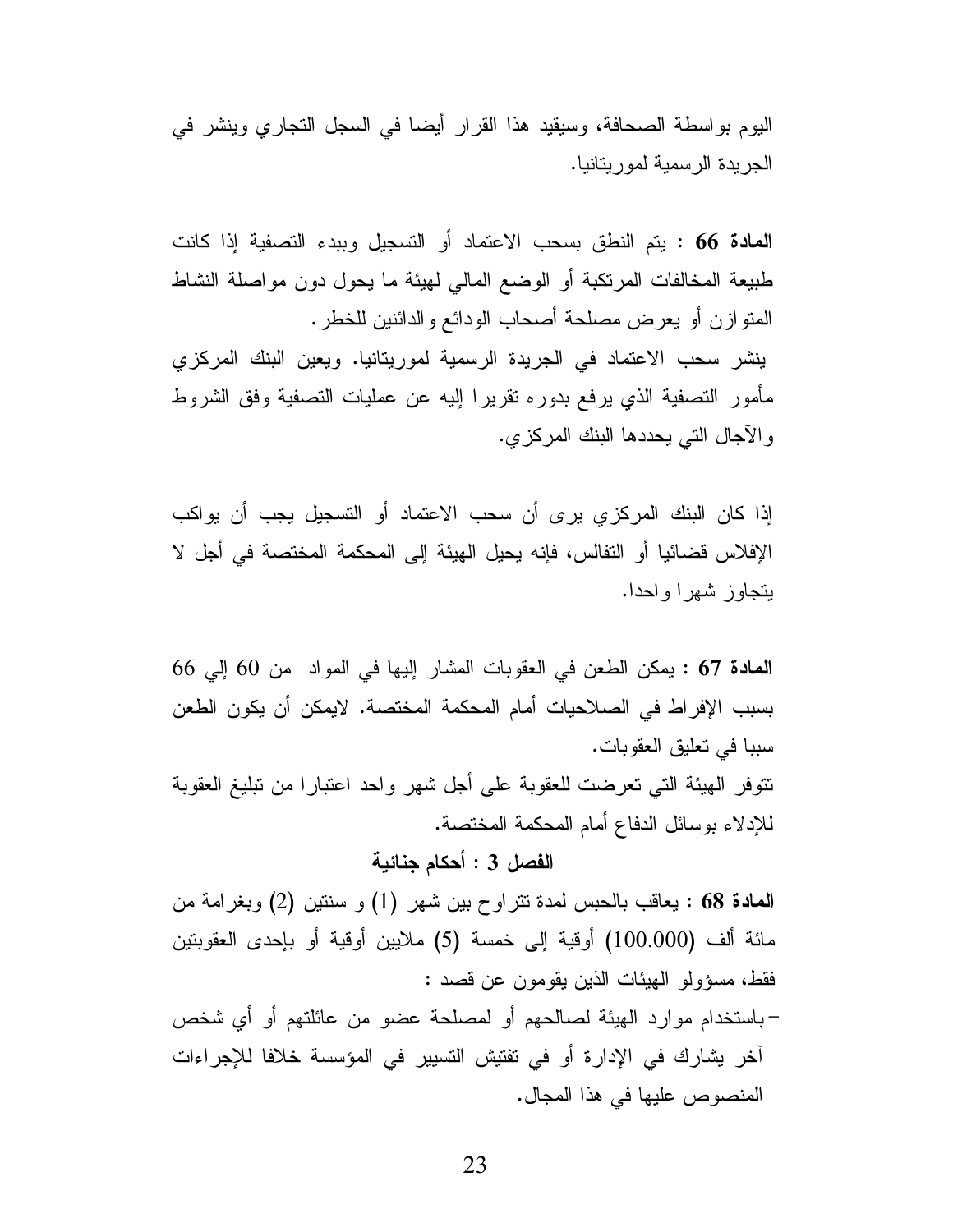اليوم بواسطة الصحافة، وسيقيد هذا القرار أيضا في السجل التجاري وينشر في الجريدة الرسمية لموريتانيا.

**المادة 66** : يتم النطق بسحب الاعتماد أو التسجيل وببدء التصفية إذا كانت طبيعة المخالفات المرتكبة أو الوضع المالي لهيئة ما يحول دون مواصلة النشاط المتوازن أو يعرض مصلحة أصحاب الودائع والدائنين للخطر.

ينشر سحب الاعتماد في الجريدة الرسمية لموريتانيا. ويعين البنك المركزي مأمور التصفية الذي يرفع بدوره تقريرا إليه عن عمليات التصفية وفق الشروط والآجال التي يحددها البنك المركزي.

إذا كان البنك المركزي يرى أن سحب الاعتماد أو التسجيل يجب أن يواكب الإفلاس قضائيا أو التفالس، فإنه يحيل الهيئة إلى المحكمة المختصة في أجل لا يتجاوز شهرا واحدا.

**المادة 67** : يمكن الطعن في العقوبات المشار إليها في المواد من 60 إلي 66 بسبب الإفراط في الصلاحيات أمام المحكمة المختصة. لايمكن أن يكون الطعن سببا في تعليق العقوبات.

تتوفر الهيئة التي تعرضت للعقوبة على أجل شهر واحد اعتبارا من تبليغ العقوبة للإدلاء بوسائل الدفاع أمام المحكمة المختصة.

## الفصل 3 : أحكام جنائية

**المادة 68** : يعاقب بالحبس لمدة تتراوح بين شهر (1) و سنتين (2) وبغرامة من مائة ألف (100.000) أوقية إلى خمسة (5) ملايين أوقية أو بإحدى العقوبتين فقط، مسؤولو الهيئات الذين يقومون عن قصد :

- باستخدام موارد الهيئة لصالحهم أو لمصلحة عضو من عائلتهم أو أي شخص آخر يشارك في الإدارة أو في تفتيش التسيير في المؤسسة خلافا للإجراءات المنصوص عليها في هذا المجال.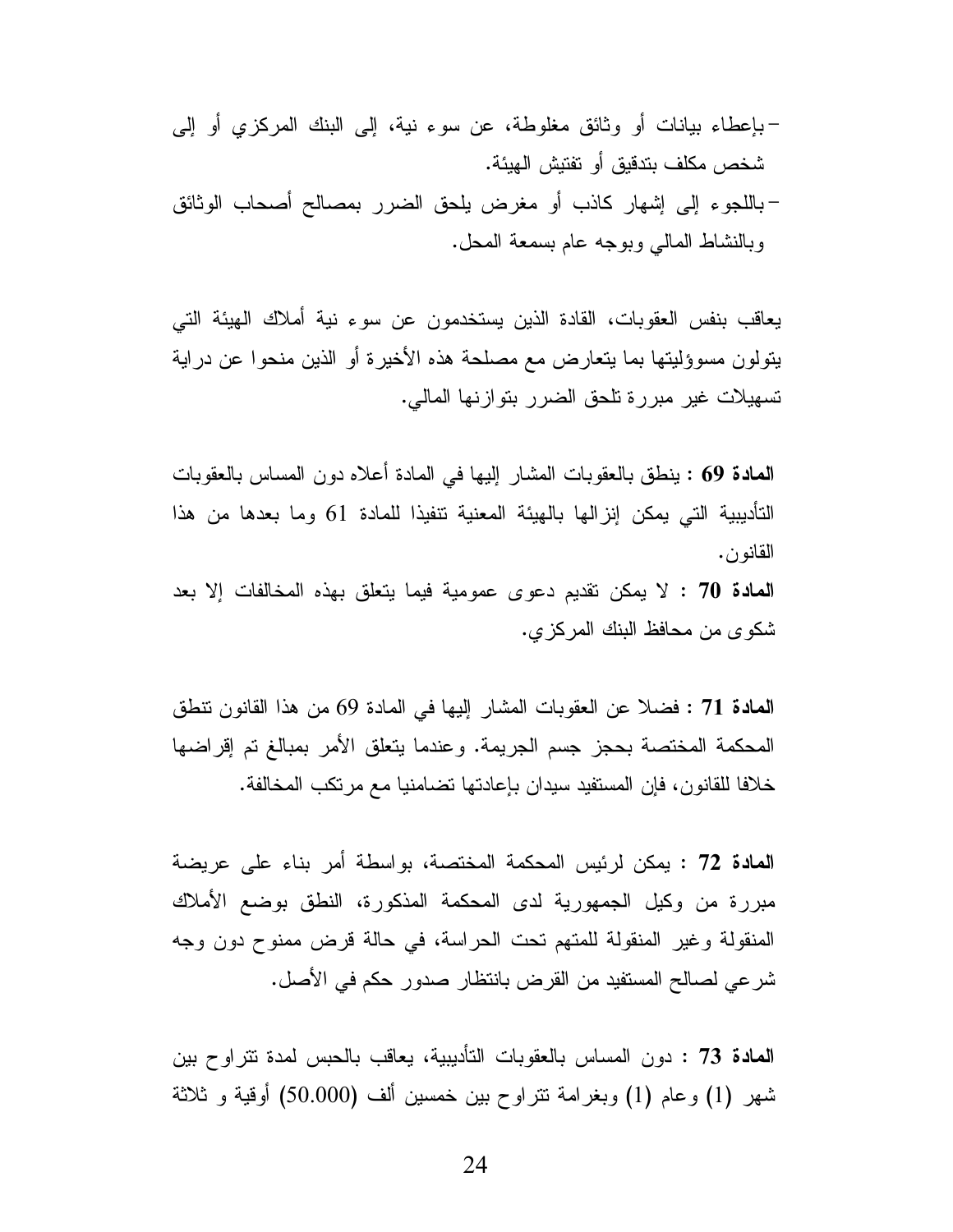- بإعطاء بيانات أو وثائق مغلوطة، عن سوء نية، إلى البنك المركزي أو إلى شخص مكلف بتدقيق أو تفتيش الهيئة.
- باللجوء إلى إشهار كاذب أو مغرض يلحق الضرر بمصالح أصحاب الوثائق وبالنشاط المالي وبوجه عام بسمعة المحل.

يعاقب بنفس العقوبات، القادة الذين يستخدمون عن سوء نية أملاك الهيئة التي يتولون مسوؤليتها بما يتعارض مع مصلحة هذه الأخيرة أو الذين منحوا عن دراية تسهيلات غير مبررة تلحق الضرر بتوازنها المالي.

**المادة 69** : ينطق بالعقوبات المشار إليها في المادة أعلاه دون المساس بالعقوبات التأديبية التي يمكن إنزالها بالهيئة المعنية تنفيذا للمادة 61 وما بعدها من هذا القانون.

**المادة 70** : لا يمكن تقديم دعوى عمومية فيما يتعلق بهذه المخالفات إلا بعد شكوى من محافظ البنك المركزي.

**المادة 71** : فضلا عن العقوبات المشار إليها في المادة 69 من هذا القانون تنطق المحكمة المختصة بحجز جسم الجريمة. وعندما يتعلق الأمر بمبالغ تم إقراضها خلافا للقانون، فإن المستفيد سيدان بإعادتها تضامنيا مع مرتكب المخالفة.

**المادة 72** : يمكن لرئيس المحكمة المختصة، بواسطة أمر بناء على عريضة مبررة من وكيل الجمهورية لدى المحكمة المذكورة، النطق بوضع الأملاك المنقولة وغير المنقولة للمتهم تحت الحراسة، في حالة قرض ممنوح دون وجه شرعي لصالح المستفيد من القرض بانتظار صدور حكم في الأصل.

**المادة 73** : دون المساس بالعقوبات التأديبية، يعاقب بالحبس لمدة تتراوح بين شهر (1) وعام (1) وبغرامة تتراوح بين خمسين ألف (50.000) أوقية و ثلاثة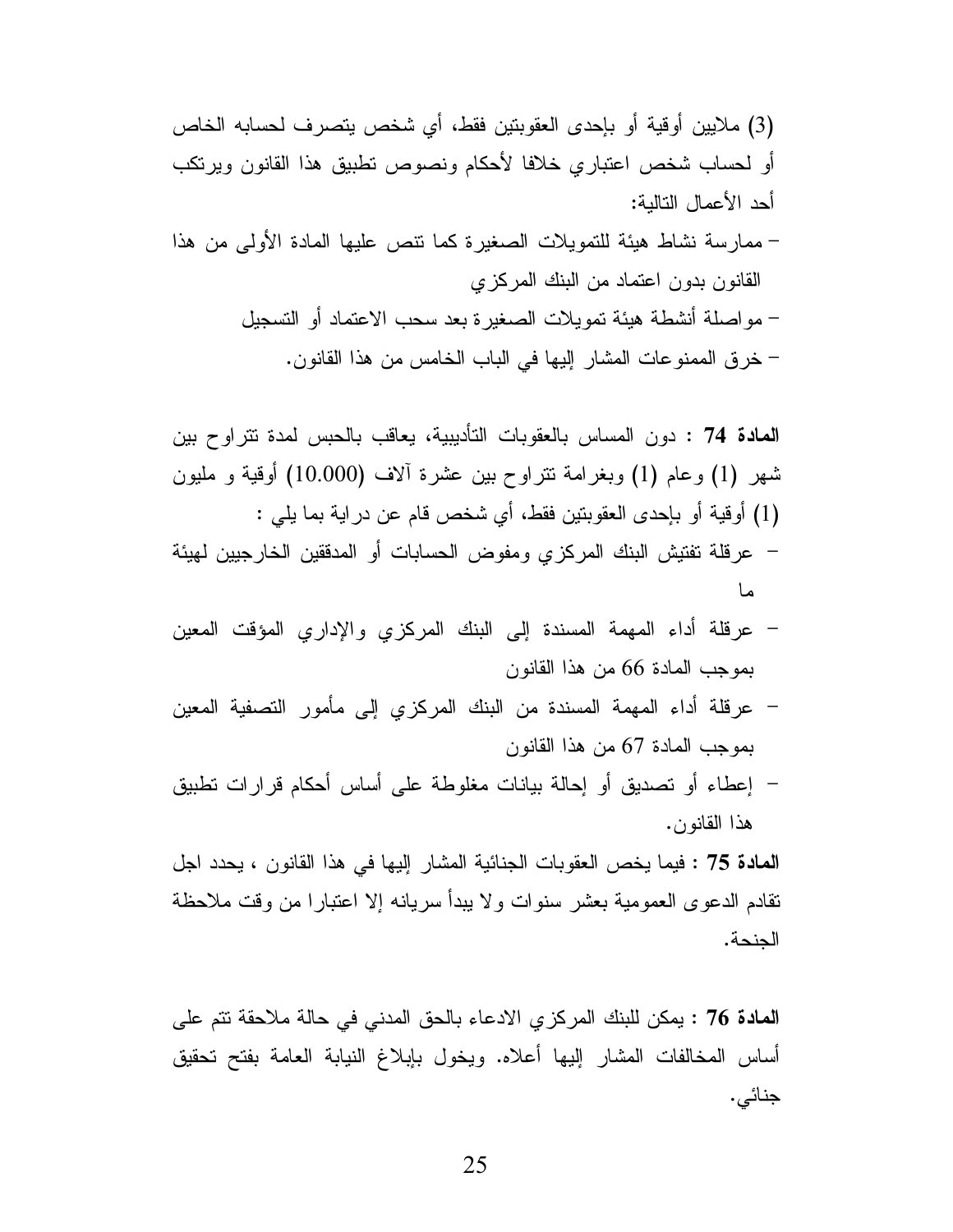(3) ملايين أوقية أو بإحدى العقوبتين فقط، أي شخص يتصرف لحسابه الخاص أو لحساب شخص اعتباري خلافا لأحكام ونصوص تطبيق هذا القانون ويرتكب أحد الأعمال التالية:

- ممارسة نشاط هيئة للتمويلات الصغيرة كما تنص عليها المادة الأولى من هذا القانون بدون اعتماد من البنك المركزي
- مواصلة أنشطة هيئة تمويلات الصغيرة بعد سحب الاعتماد أو التسجيل
- خرق الممنوعات المشار إليها في الباب الخامس من هذا القانون.

**المادة 74 :** دون المساس بالعقوبات التأديبية، يعاقب بالحبس لمدة تتراوح بين شهر (1) وعام (1) وبغرامة تتراوح بين عشرة آلاف (10.000) أوقية و مليون (1) أوقية أو بإحدى العقوبتين فقط، أي شخص قام عن دراية بما يلي :

- عرقلة تفتيش البنك المركزي ومفوض الحسابات أو المدققين الخارجيين لهيئة ما
- عرقلة أداء المهمة المسندة إلى البنك المركزي والإداري المؤقت المعين بموجب المادة 66 من هذا القانون
- عرقلة أداء المهمة المسندة من البنك المركزي إلى مأمور التصفية المعين بموجب المادة 67 من هذا القانون
- إعطاء أو تصديق أو إحالة بيانات مغلوطة على أساس أحكام قرارات تطبيق هذا القانون.

**المادة 75 :** فيما يخص العقوبات الجنائية المشار إليها في هذا القانون ، يحدد اجل تقادم الدعوى العمومية بعشر سنوات ولا يبدأ سريانه إلا اعتبارا من وقت ملاحظة الجنحة.

**المادة 76 :** يمكن للبنك المركزي الادعاء بالحق المدني في حالة ملاحقة تتم على أساس المخالفات المشار إليها أعلاه. ويخول بإبلاغ النيابة العامة بفتح تحقيق جنائي.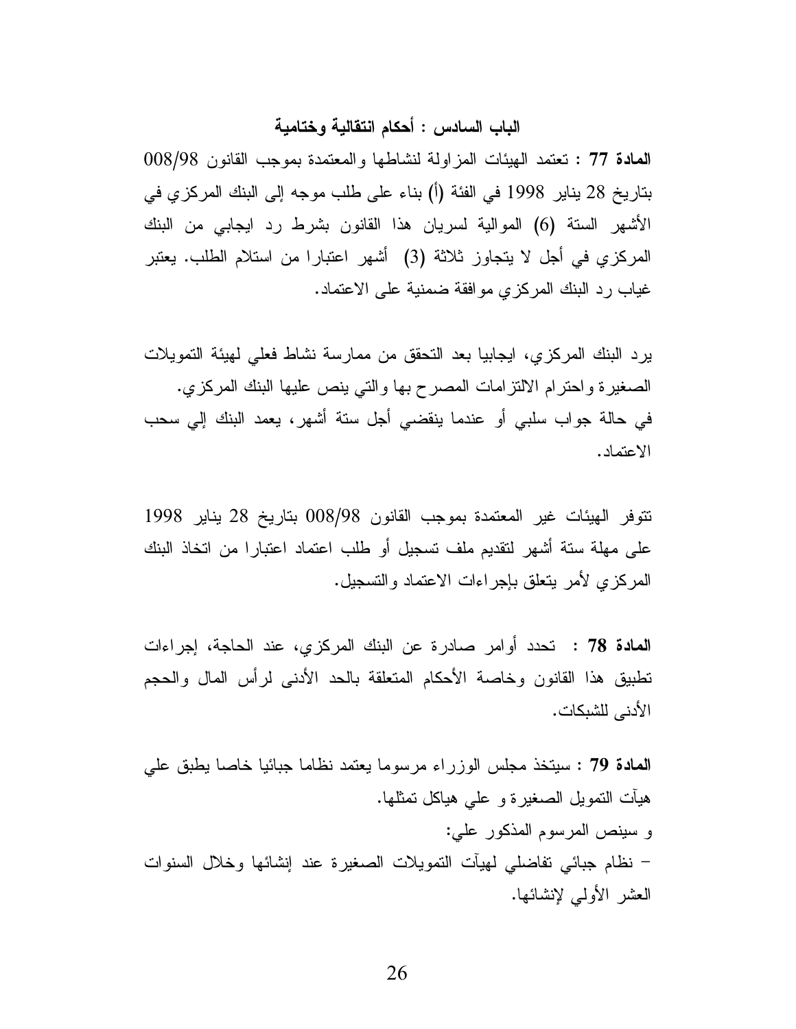## الباب السادس : أحكام انتقالية وختامية

**المادة 77** : تعتمد الهيئات المزاولة لنشاطها والمعتمدة بموجب القانون 008/98 بتاريخ 28 يناير 1998 في الفئة (أ) بناء على طلب موجه إلى البنك المركزي في الأشهر الستة (6) الموالية لسريان هذا القانون بشرط رد ايجابي من البنك المركزي في أجل لا يتجاوز ثلاثة (3) أشهر اعتبارا من استلام الطلب. يعتبر غياب رد البنك المركزي موافقة ضمنية على الاعتماد.

يرد البنك المركزي، ايجابيا بعد التحقق من ممارسة نشاط فعلي لهيئة التمويلات الصغيرة واحترام الالتزامات المصرح بها والتي ينص عليها البنك المركزي.
في حالة جواب سلبي أو عندما ينقضي أجل ستة أشهر، يعمد البنك إلي سحب الاعتماد.

تتوفر الهيئات غير المعتمدة بموجب القانون 008/98 بتاريخ 28 يناير 1998 على مهلة ستة أشهر لتقديم ملف تسجيل أو طلب اعتماد اعتبارا من اتخاذ البنك المركزي لأمر يتعلق بإجراءات الاعتماد والتسجيل.

**المادة 78** : تحدد أوامر صادرة عن البنك المركزي، عند الحاجة، إجراءات تطبيق هذا القانون وخاصة الأحكام المتعلقة بالحد الأدنى لرأس المال والحجم الأدنى للشبكات.

**المادة 79** : سيتخذ مجلس الوزراء مرسوما يعتمد نظاما جبائيا خاصا يطبق علي هيآت التمويل الصغيرة و علي هياكل تمثلها.
و سينص المرسوم المذكور علي:
– نظام جبائي تفاضلي لهيآت التمويلات الصغيرة عند إنشائها وخلال السنوات العشر الأولي لإنشائها.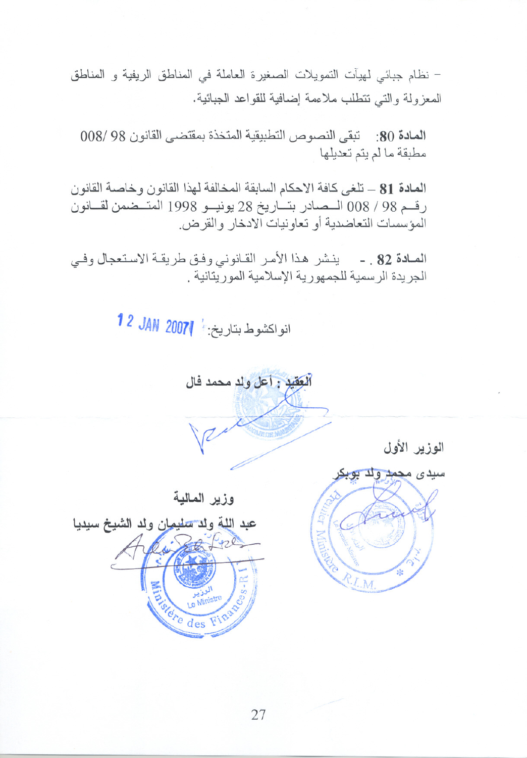- نظام جبائي لهيآت التمويلات الصغيرة العاملة في المناطق الريفية و المناطق المعزولة والتي تتطلب ملاءمة إضافية للقواعد الجبائية.

**المادة 80**: تبقى النصوص التطبيقية المتخذة بمقتضى القانون 98 /008 مطبقة ما لم يتم تعديلها

**المادة 81** – تلغى كافة الاحكام السابقة المخالفة لهذا القانون وخاصة القانون رقم 98 / 008 الصادر بتاريخ 28 يونيو 1998 المتضمن لقانون المؤسسات التعاضدية أو تعاونيات الادخار والقرض.

**المادة 82** . - ينشر هذا الأمر القانوني وفق طريقة الاستعجال وفي الجريدة الرسمية للجمهورية الإسلامية الموريتانية .

انواكشوط بتاريخ: 12 JAN 2007

**العقيد : أعل ولد محمد فال**

**الوزير الأول**

**سيدى محمد ولد بوبكر**

**وزير المالية**

**عبد اللة ولد سليمان ولد الشيخ سيديا**